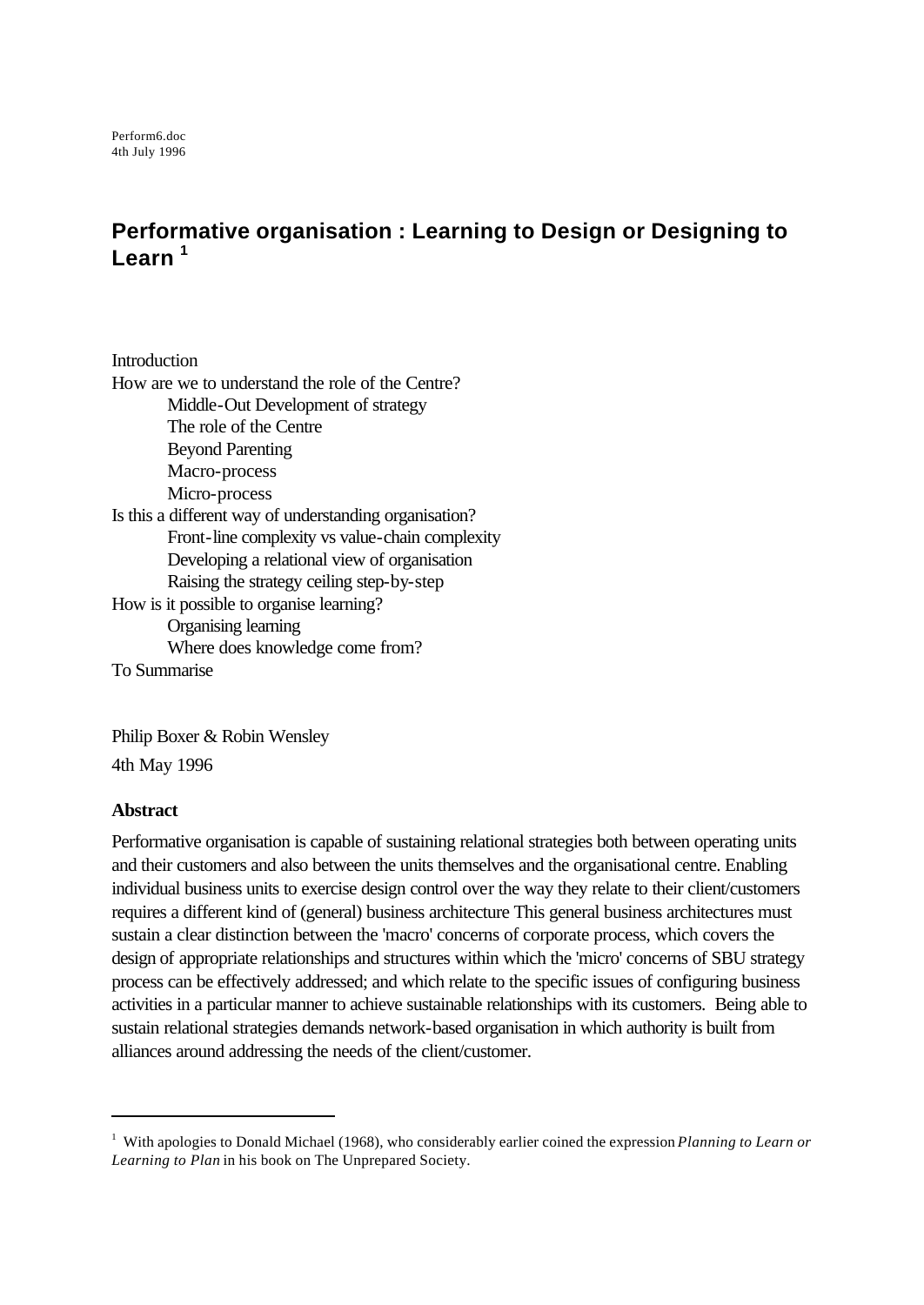Perform6.doc
4th July 1996

# Performative organisation : Learning to Design or Designing to Learn [1]

Introduction
How are we to understand the role of the Centre?
- Middle-Out Development of strategy
- The role of the Centre
- Beyond Parenting
- Macro-process
- Micro-process

Is this a different way of understanding organisation?
- Front-line complexity vs value-chain complexity
- Developing a relational view of organisation
- Raising the strategy ceiling step-by-step

How is it possible to organise learning?
- Organising learning
- Where does knowledge come from?

To Summarise

Philip Boxer & Robin Wensley

4th May 1996

**Abstract**

Performative organisation is capable of sustaining relational strategies both between operating units and their customers and also between the units themselves and the organisational centre. Enabling individual business units to exercise design control over the way they relate to their client/customers requires a different kind of (general) business architecture This general business architectures must sustain a clear distinction between the 'macro' concerns of corporate process, which covers the design of appropriate relationships and structures within which the 'micro' concerns of SBU strategy process can be effectively addressed; and which relate to the specific issues of configuring business activities in a particular manner to achieve sustainable relationships with its customers. Being able to sustain relational strategies demands network-based organisation in which authority is built from alliances around addressing the needs of the client/customer.

---

[1] With apologies to Donald Michael (1968), who considerably earlier coined the expression *Planning to Learn or Learning to Plan* in his book on The Unprepared Society.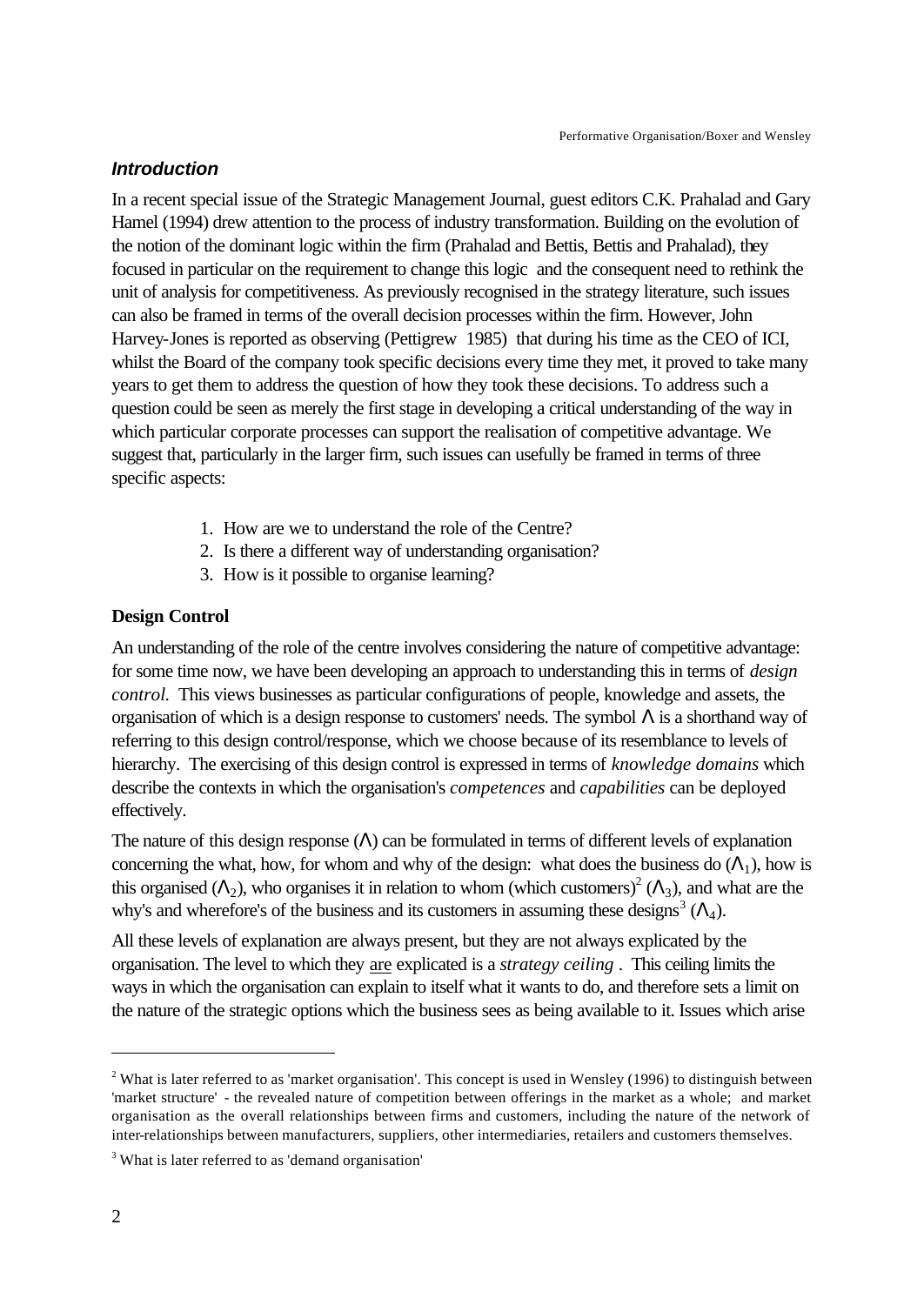### *Introduction*

In a recent special issue of the Strategic Management Journal, guest editors C.K. Prahalad and Gary Hamel (1994) drew attention to the process of industry transformation. Building on the evolution of the notion of the dominant logic within the firm (Prahalad and Bettis, Bettis and Prahalad), they focused in particular on the requirement to change this logic and the consequent need to rethink the unit of analysis for competitiveness. As previously recognised in the strategy literature, such issues can also be framed in terms of the overall decision processes within the firm. However, John Harvey-Jones is reported as observing (Pettigrew 1985) that during his time as the CEO of ICI, whilst the Board of the company took specific decisions every time they met, it proved to take many years to get them to address the question of how they took these decisions. To address such a question could be seen as merely the first stage in developing a critical understanding of the way in which particular corporate processes can support the realisation of competitive advantage. We suggest that, particularly in the larger firm, such issues can usefully be framed in terms of three specific aspects:

1. How are we to understand the role of the Centre?
2. Is there a different way of understanding organisation?
3. How is it possible to organise learning?

**Design Control**

An understanding of the role of the centre involves considering the nature of competitive advantage: for some time now, we have been developing an approach to understanding this in terms of *design control.* This views businesses as particular configurations of people, knowledge and assets, the organisation of which is a design response to customers' needs. The symbol $\Lambda$ is a shorthand way of referring to this design control/response, which we choose because of its resemblance to levels of hierarchy. The exercising of this design control is expressed in terms of *knowledge domains* which describe the contexts in which the organisation's *competences* and *capabilities* can be deployed effectively.

The nature of this design response ($\Lambda$) can be formulated in terms of different levels of explanation concerning the what, how, for whom and why of the design: what does the business do ($\Lambda_1$), how is this organised ($\Lambda_2$), who organises it in relation to whom (which customers)[2] ($\Lambda_3$), and what are the why's and wherefore's of the business and its customers in assuming these designs[3] ($\Lambda_4$).

All these levels of explanation are always present, but they are not always explicated by the organisation. The level to which they <u>are</u> explicated is a *strategy ceiling* . This ceiling limits the ways in which the organisation can explain to itself what it wants to do, and therefore sets a limit on the nature of the strategic options which the business sees as being available to it. Issues which arise

---

[2] What is later referred to as 'market organisation'. This concept is used in Wensley (1996) to distinguish between 'market structure' - the revealed nature of competition between offerings in the market as a whole; and market organisation as the overall relationships between firms and customers, including the nature of the network of inter-relationships between manufacturers, suppliers, other intermediaries, retailers and customers themselves.

[3] What is later referred to as 'demand organisation'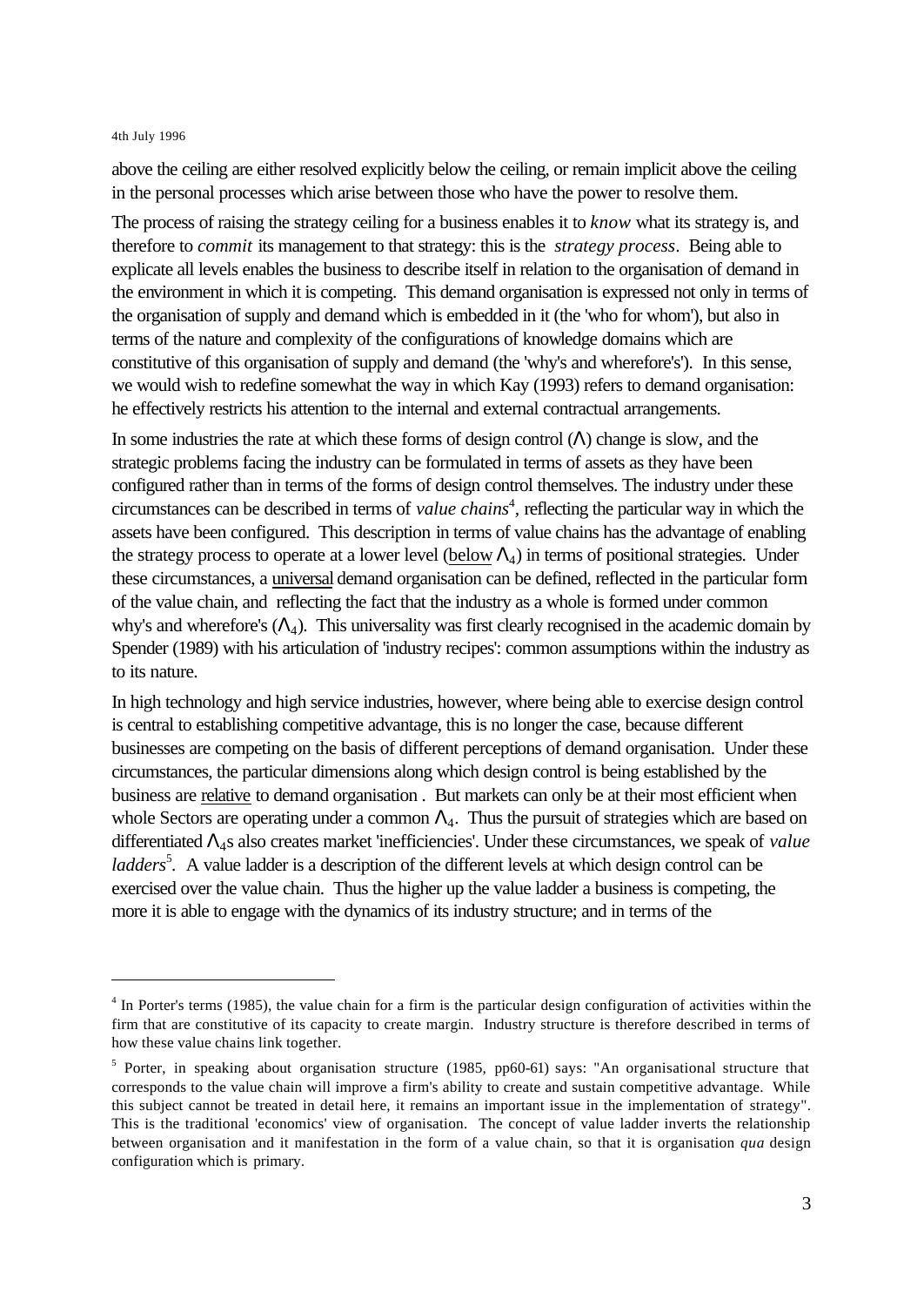above the ceiling are either resolved explicitly below the ceiling, or remain implicit above the ceiling in the personal processes which arise between those who have the power to resolve them.

The process of raising the strategy ceiling for a business enables it to *know* what its strategy is, and therefore to *commit* its management to that strategy: this is the *strategy process*. Being able to explicate all levels enables the business to describe itself in relation to the organisation of demand in the environment in which it is competing. This demand organisation is expressed not only in terms of the organisation of supply and demand which is embedded in it (the 'who for whom'), but also in terms of the nature and complexity of the configurations of knowledge domains which are constitutive of this organisation of supply and demand (the 'why's and wherefore's'). In this sense, we would wish to redefine somewhat the way in which Kay (1993) refers to demand organisation: he effectively restricts his attention to the internal and external contractual arrangements.

In some industries the rate at which these forms of design control ($\Lambda$) change is slow, and the strategic problems facing the industry can be formulated in terms of assets as they have been configured rather than in terms of the forms of design control themselves. The industry under these circumstances can be described in terms of *value chains*[4], reflecting the particular way in which the assets have been configured. This description in terms of value chains has the advantage of enabling the strategy process to operate at a lower level (<u>below</u> $\Lambda_4$) in terms of positional strategies. Under these circumstances, a <u>universal</u> demand organisation can be defined, reflected in the particular form of the value chain, and reflecting the fact that the industry as a whole is formed under common why's and wherefore's ($\Lambda_4$). This universality was first clearly recognised in the academic domain by Spender (1989) with his articulation of 'industry recipes': common assumptions within the industry as to its nature.

In high technology and high service industries, however, where being able to exercise design control is central to establishing competitive advantage, this is no longer the case, because different businesses are competing on the basis of different perceptions of demand organisation. Under these circumstances, the particular dimensions along which design control is being established by the business are <u>relative</u> to demand organisation . But markets can only be at their most efficient when whole Sectors are operating under a common $\Lambda_4$. Thus the pursuit of strategies which are based on differentiated $\Lambda_4$s also creates market 'inefficiencies'. Under these circumstances, we speak of *value ladders*[5]. A value ladder is a description of the different levels at which design control can be exercised over the value chain. Thus the higher up the value ladder a business is competing, the more it is able to engage with the dynamics of its industry structure; and in terms of the

---

[4] In Porter's terms (1985), the value chain for a firm is the particular design configuration of activities within the firm that are constitutive of its capacity to create margin. Industry structure is therefore described in terms of how these value chains link together.

[5] Porter, in speaking about organisation structure (1985, pp60-61) says: "An organisational structure that corresponds to the value chain will improve a firm's ability to create and sustain competitive advantage. While this subject cannot be treated in detail here, it remains an important issue in the implementation of strategy". This is the traditional 'economics' view of organisation. The concept of value ladder inverts the relationship between organisation and it manifestation in the form of a value chain, so that it is organisation *qua* design configuration which is primary.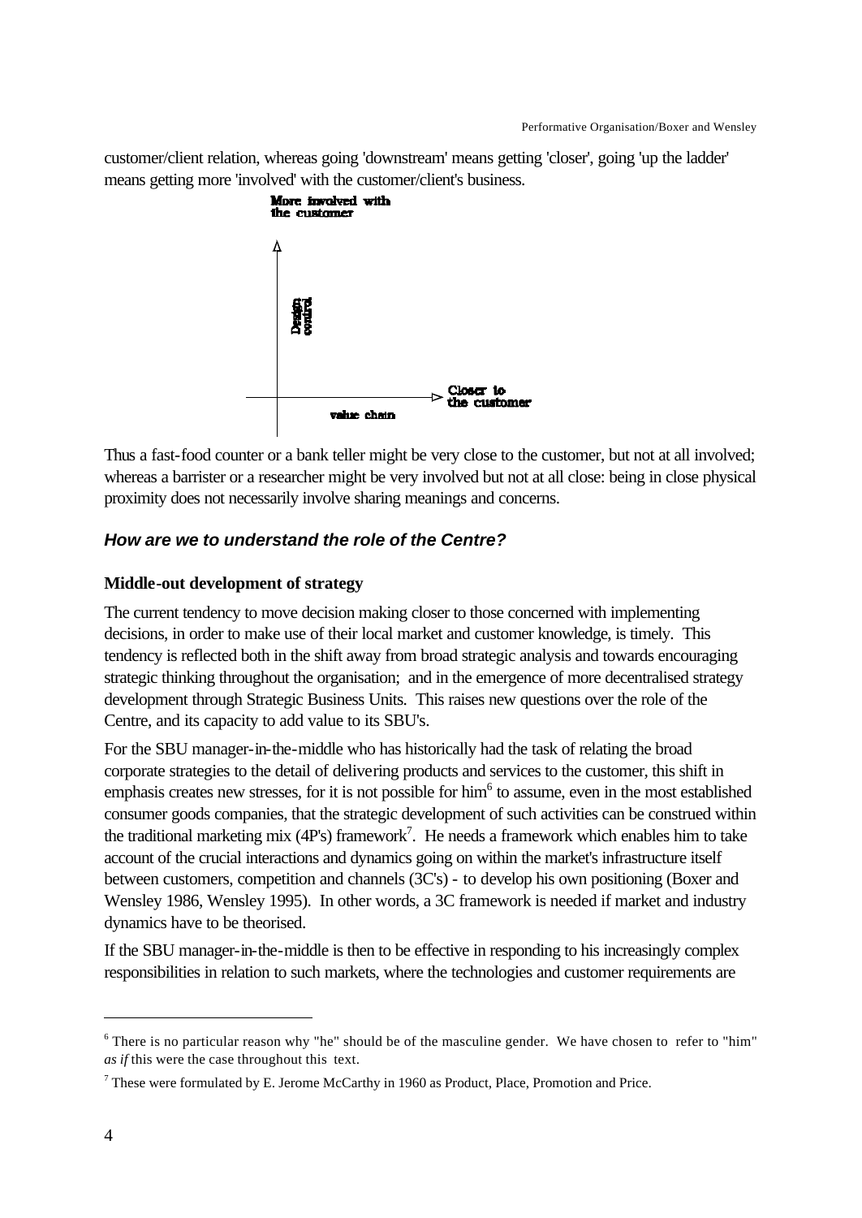customer/client relation, whereas going 'downstream' means getting 'closer', going 'up the ladder' means getting more 'involved' with the customer/client's business.

Thus a fast-food counter or a bank teller might be very close to the customer, but not at all involved; whereas a barrister or a researcher might be very involved but not at all close: being in close physical proximity does not necessarily involve sharing meanings and concerns.

### *How are we to understand the role of the Centre?*

#### Middle-out development of strategy

The current tendency to move decision making closer to those concerned with implementing decisions, in order to make use of their local market and customer knowledge, is timely. This tendency is reflected both in the shift away from broad strategic analysis and towards encouraging strategic thinking throughout the organisation; and in the emergence of more decentralised strategy development through Strategic Business Units. This raises new questions over the role of the Centre, and its capacity to add value to its SBU's.

For the SBU manager-in-the-middle who has historically had the task of relating the broad corporate strategies to the detail of delivering products and services to the customer, this shift in emphasis creates new stresses, for it is not possible for him[6] to assume, even in the most established consumer goods companies, that the strategic development of such activities can be construed within the traditional marketing mix (4P's) framework[7]. He needs a framework which enables him to take account of the crucial interactions and dynamics going on within the market's infrastructure itself between customers, competition and channels (3C's) - to develop his own positioning (Boxer and Wensley 1986, Wensley 1995). In other words, a 3C framework is needed if market and industry dynamics have to be theorised.

If the SBU manager-in-the-middle is then to be effective in responding to his increasingly complex responsibilities in relation to such markets, where the technologies and customer requirements are

[6] There is no particular reason why "he" should be of the masculine gender. We have chosen to refer to "him" *as if* this were the case throughout this text.

[7] These were formulated by E. Jerome McCarthy in 1960 as Product, Place, Promotion and Price.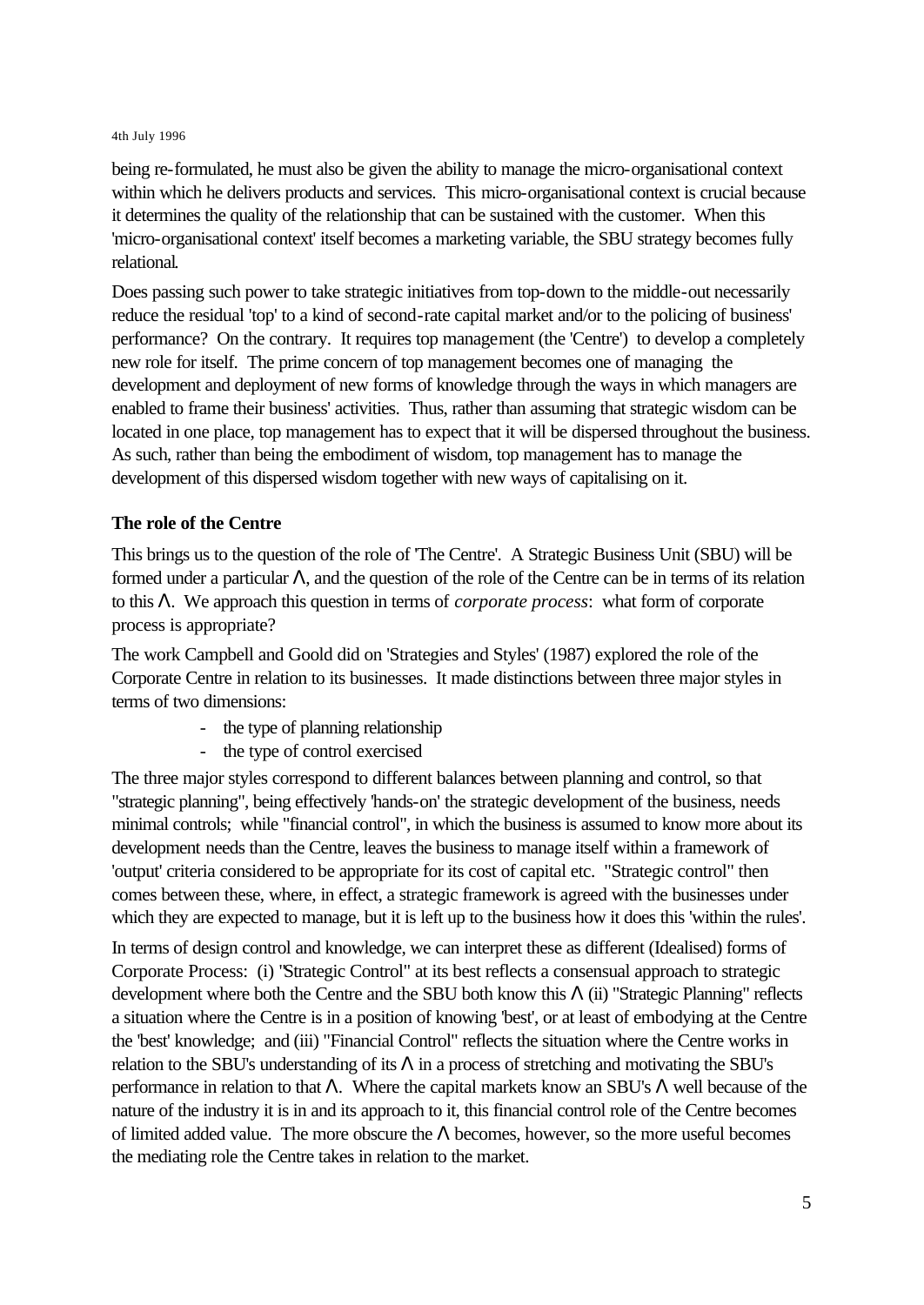being re-formulated, he must also be given the ability to manage the micro-organisational context within which he delivers products and services. This micro-organisational context is crucial because it determines the quality of the relationship that can be sustained with the customer. When this 'micro-organisational context' itself becomes a marketing variable, the SBU strategy becomes fully relational.

Does passing such power to take strategic initiatives from top-down to the middle-out necessarily reduce the residual 'top' to a kind of second-rate capital market and/or to the policing of business' performance? On the contrary. It requires top management (the 'Centre') to develop a completely new role for itself. The prime concern of top management becomes one of managing the development and deployment of new forms of knowledge through the ways in which managers are enabled to frame their business' activities. Thus, rather than assuming that strategic wisdom can be located in one place, top management has to expect that it will be dispersed throughout the business. As such, rather than being the embodiment of wisdom, top management has to manage the development of this dispersed wisdom together with new ways of capitalising on it.

### The role of the Centre

This brings us to the question of the role of 'The Centre'. A Strategic Business Unit (SBU) will be formed under a particular Λ, and the question of the role of the Centre can be in terms of its relation to this Λ. We approach this question in terms of *corporate process*: what form of corporate process is appropriate?

The work Campbell and Goold did on 'Strategies and Styles' (1987) explored the role of the Corporate Centre in relation to its businesses. It made distinctions between three major styles in terms of two dimensions:

- the type of planning relationship
- the type of control exercised

The three major styles correspond to different balances between planning and control, so that "strategic planning", being effectively 'hands-on' the strategic development of the business, needs minimal controls; while "financial control", in which the business is assumed to know more about its development needs than the Centre, leaves the business to manage itself within a framework of 'output' criteria considered to be appropriate for its cost of capital etc. "Strategic control" then comes between these, where, in effect, a strategic framework is agreed with the businesses under which they are expected to manage, but it is left up to the business how it does this 'within the rules'.

In terms of design control and knowledge, we can interpret these as different (Idealised) forms of Corporate Process: (i) "Strategic Control" at its best reflects a consensual approach to strategic development where both the Centre and the SBU both know this Λ (ii) "Strategic Planning" reflects a situation where the Centre is in a position of knowing 'best', or at least of embodying at the Centre the 'best' knowledge; and (iii) "Financial Control" reflects the situation where the Centre works in relation to the SBU's understanding of its Λ in a process of stretching and motivating the SBU's performance in relation to that Λ. Where the capital markets know an SBU's Λ well because of the nature of the industry it is in and its approach to it, this financial control role of the Centre becomes of limited added value. The more obscure the Λ becomes, however, so the more useful becomes the mediating role the Centre takes in relation to the market.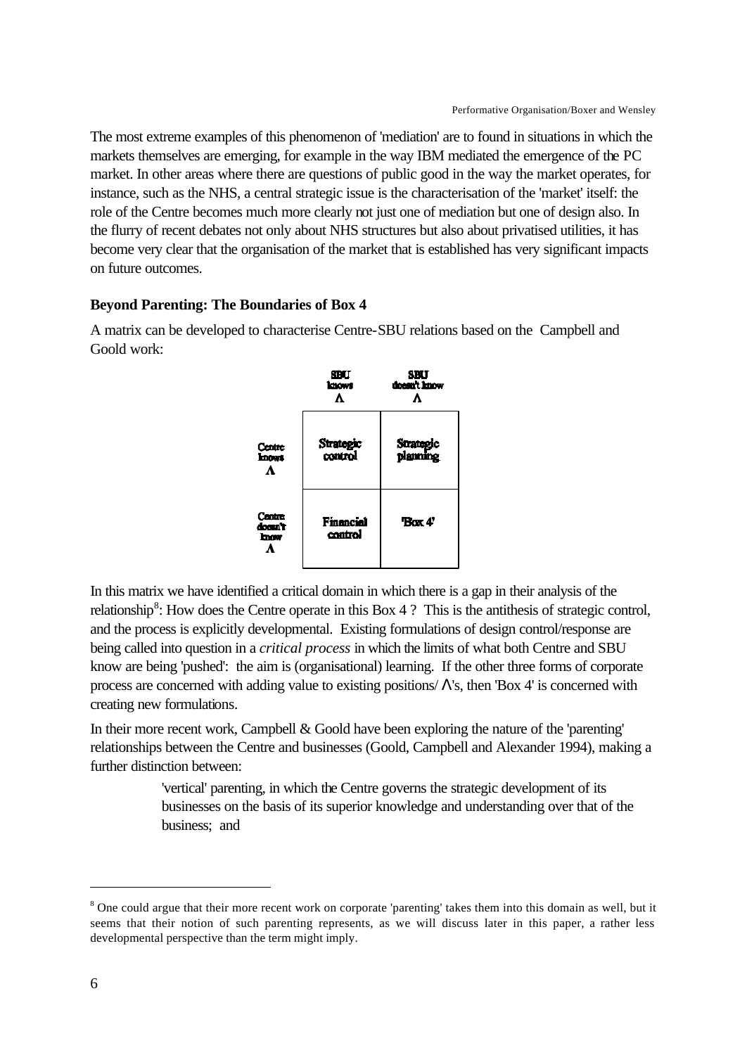The most extreme examples of this phenomenon of 'mediation' are to found in situations in which the markets themselves are emerging, for example in the way IBM mediated the emergence of the PC market. In other areas where there are questions of public good in the way the market operates, for instance, such as the NHS, a central strategic issue is the characterisation of the 'market' itself: the role of the Centre becomes much more clearly not just one of mediation but one of design also. In the flurry of recent debates not only about NHS structures but also about privatised utilities, it has become very clear that the organisation of the market that is established has very significant impacts on future outcomes.

**Beyond Parenting: The Boundaries of Box 4**

A matrix can be developed to characterise Centre-SBU relations based on the Campbell and Goold work:

| | SBU knows Λ | SBU doesn't know Λ |
|---|---|---|
| Centre knows Λ | Strategic control | Strategic planning |
| Centre doesn't know Λ | Financial control | 'Box 4' |

In this matrix we have identified a critical domain in which there is a gap in their analysis of the relationship[8]: How does the Centre operate in this Box 4 ? This is the antithesis of strategic control, and the process is explicitly developmental. Existing formulations of design control/response are being called into question in a *critical process* in which the limits of what both Centre and SBU know are being 'pushed': the aim is (organisational) learning. If the other three forms of corporate process are concerned with adding value to existing positions/Λ's, then 'Box 4' is concerned with creating new formulations.

In their more recent work, Campbell & Goold have been exploring the nature of the 'parenting' relationships between the Centre and businesses (Goold, Campbell and Alexander 1994), making a further distinction between:

> 'vertical' parenting, in which the Centre governs the strategic development of its businesses on the basis of its superior knowledge and understanding over that of the business; and

---

[8] One could argue that their more recent work on corporate 'parenting' takes them into this domain as well, but it seems that their notion of such parenting represents, as we will discuss later in this paper, a rather less developmental perspective than the term might imply.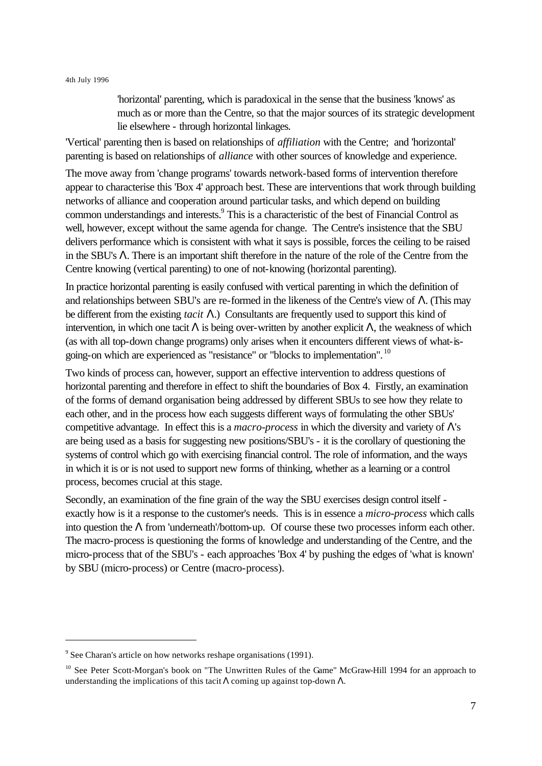'horizontal' parenting, which is paradoxical in the sense that the business 'knows' as much as or more than the Centre, so that the major sources of its strategic development lie elsewhere - through horizontal linkages.

'Vertical' parenting then is based on relationships of *affiliation* with the Centre; and 'horizontal' parenting is based on relationships of *alliance* with other sources of knowledge and experience.

The move away from 'change programs' towards network-based forms of intervention therefore appear to characterise this 'Box 4' approach best. These are interventions that work through building networks of alliance and cooperation around particular tasks, and which depend on building common understandings and interests.[9] This is a characteristic of the best of Financial Control as well, however, except without the same agenda for change. The Centre's insistence that the SBU delivers performance which is consistent with what it says is possible, forces the ceiling to be raised in the SBU's Λ. There is an important shift therefore in the nature of the role of the Centre from the Centre knowing (vertical parenting) to one of not-knowing (horizontal parenting).

In practice horizontal parenting is easily confused with vertical parenting in which the definition of and relationships between SBU's are re-formed in the likeness of the Centre's view of Λ. (This may be different from the existing *tacit* Λ.) Consultants are frequently used to support this kind of intervention, in which one tacit Λ is being over-written by another explicit Λ, the weakness of which (as with all top-down change programs) only arises when it encounters different views of what-is-going-on which are experienced as "resistance" or "blocks to implementation".[10]

Two kinds of process can, however, support an effective intervention to address questions of horizontal parenting and therefore in effect to shift the boundaries of Box 4. Firstly, an examination of the forms of demand organisation being addressed by different SBUs to see how they relate to each other, and in the process how each suggests different ways of formulating the other SBUs' competitive advantage. In effect this is a *macro-process* in which the diversity and variety of Λ's are being used as a basis for suggesting new positions/SBU's - it is the corollary of questioning the systems of control which go with exercising financial control. The role of information, and the ways in which it is or is not used to support new forms of thinking, whether as a learning or a control process, becomes crucial at this stage.

Secondly, an examination of the fine grain of the way the SBU exercises design control itself - exactly how is it a response to the customer's needs. This is in essence a *micro-process* which calls into question the Λ from 'underneath'/bottom-up. Of course these two processes inform each other. The macro-process is questioning the forms of knowledge and understanding of the Centre, and the micro-process that of the SBU's - each approaches 'Box 4' by pushing the edges of 'what is known' by SBU (micro-process) or Centre (macro-process).

---

[9] See Charan's article on how networks reshape organisations (1991).

[10] See Peter Scott-Morgan's book on "The Unwritten Rules of the Game" McGraw-Hill 1994 for an approach to understanding the implications of this tacit Λ coming up against top-down Λ.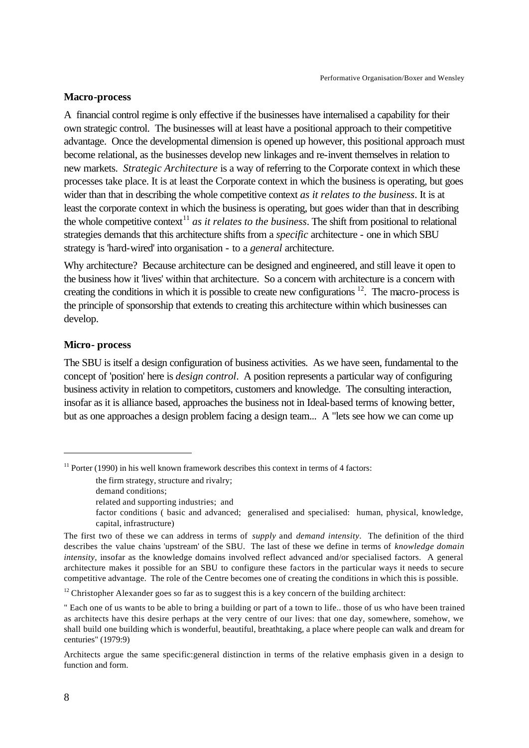### Macro-process

A financial control regime is only effective if the businesses have internalised a capability for their own strategic control. The businesses will at least have a positional approach to their competitive advantage. Once the developmental dimension is opened up however, this positional approach must become relational, as the businesses develop new linkages and re-invent themselves in relation to new markets. *Strategic Architecture* is a way of referring to the Corporate context in which these processes take place. It is at least the Corporate context in which the business is operating, but goes wider than that in describing the whole competitive context *as it relates to the business*. It is at least the corporate context in which the business is operating, but goes wider than that in describing the whole competitive context[11] *as it relates to the business*. The shift from positional to relational strategies demands that this architecture shifts from a *specific* architecture - one in which SBU strategy is 'hard-wired' into organisation - to a *general* architecture.

Why architecture? Because architecture can be designed and engineered, and still leave it open to the business how it 'lives' within that architecture. So a concern with architecture is a concern with creating the conditions in which it is possible to create new configurations [12]. The macro-process is the principle of sponsorship that extends to creating this architecture within which businesses can develop.

### Micro- process

The SBU is itself a design configuration of business activities. As we have seen, fundamental to the concept of 'position' here is *design control*. A position represents a particular way of configuring business activity in relation to competitors, customers and knowledge. The consulting interaction, insofar as it is alliance based, approaches the business not in Ideal-based terms of knowing better, but as one approaches a design problem facing a design team... A "lets see how we can come up

---

[11] Porter (1990) in his well known framework describes this context in terms of 4 factors:

> the firm strategy, structure and rivalry;
> demand conditions;
> related and supporting industries; and
> factor conditions ( basic and advanced; generalised and specialised: human, physical, knowledge, capital, infrastructure)

The first two of these we can address in terms of *supply* and *demand intensity*. The definition of the third describes the value chains 'upstream' of the SBU. The last of these we define in terms of *knowledge domain intensity*, insofar as the knowledge domains involved reflect advanced and/or specialised factors. A general architecture makes it possible for an SBU to configure these factors in the particular ways it needs to secure competitive advantage. The role of the Centre becomes one of creating the conditions in which this is possible.

[12] Christopher Alexander goes so far as to suggest this is a key concern of the building architect:

" Each one of us wants to be able to bring a building or part of a town to life.. those of us who have been trained as architects have this desire perhaps at the very centre of our lives: that one day, somewhere, somehow, we shall build one building which is wonderful, beautiful, breathtaking, a place where people can walk and dream for centuries" (1979:9)

Architects argue the same specific:general distinction in terms of the relative emphasis given in a design to function and form.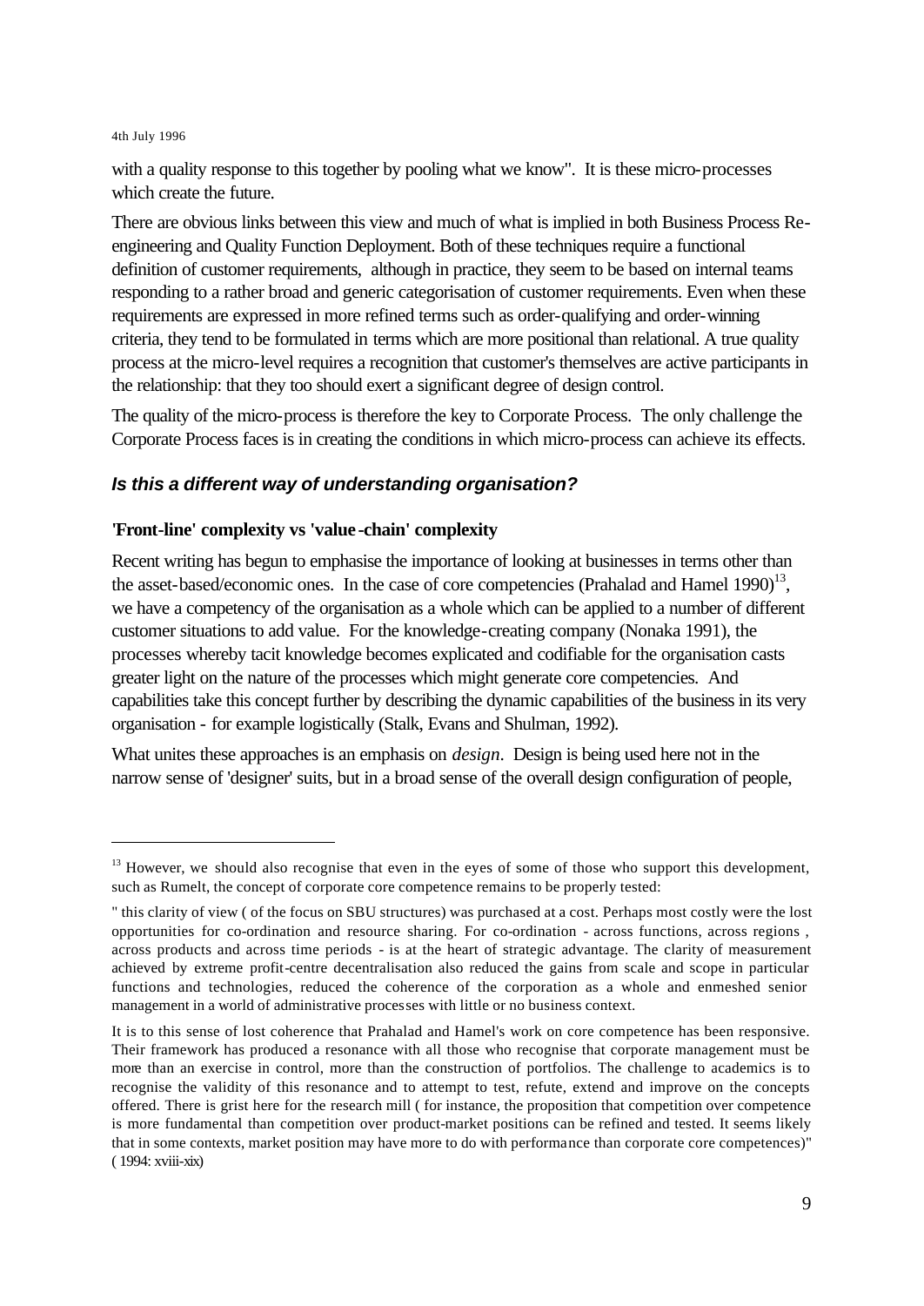with a quality response to this together by pooling what we know". It is these micro-processes which create the future.

There are obvious links between this view and much of what is implied in both Business Process Re-engineering and Quality Function Deployment. Both of these techniques require a functional definition of customer requirements, although in practice, they seem to be based on internal teams responding to a rather broad and generic categorisation of customer requirements. Even when these requirements are expressed in more refined terms such as order-qualifying and order-winning criteria, they tend to be formulated in terms which are more positional than relational. A true quality process at the micro-level requires a recognition that customer's themselves are active participants in the relationship: that they too should exert a significant degree of design control.

The quality of the micro-process is therefore the key to Corporate Process. The only challenge the Corporate Process faces is in creating the conditions in which micro-process can achieve its effects.

## *Is this a different way of understanding organisation?*

### 'Front-line' complexity vs 'value-chain' complexity

Recent writing has begun to emphasise the importance of looking at businesses in terms other than the asset-based/economic ones. In the case of core competencies (Prahalad and Hamel 1990)[13], we have a competency of the organisation as a whole which can be applied to a number of different customer situations to add value. For the knowledge-creating company (Nonaka 1991), the processes whereby tacit knowledge becomes explicated and codifiable for the organisation casts greater light on the nature of the processes which might generate core competencies. And capabilities take this concept further by describing the dynamic capabilities of the business in its very organisation - for example logistically (Stalk, Evans and Shulman, 1992).

What unites these approaches is an emphasis on *design*. Design is being used here not in the narrow sense of 'designer' suits, but in a broad sense of the overall design configuration of people,

---

[13] However, we should also recognise that even in the eyes of some of those who support this development, such as Rumelt, the concept of corporate core competence remains to be properly tested:

" this clarity of view ( of the focus on SBU structures) was purchased at a cost. Perhaps most costly were the lost opportunities for co-ordination and resource sharing. For co-ordination - across functions, across regions , across products and across time periods - is at the heart of strategic advantage. The clarity of measurement achieved by extreme profit-centre decentralisation also reduced the gains from scale and scope in particular functions and technologies, reduced the coherence of the corporation as a whole and enmeshed senior management in a world of administrative processes with little or no business context.

It is to this sense of lost coherence that Prahalad and Hamel's work on core competence has been responsive. Their framework has produced a resonance with all those who recognise that corporate management must be more than an exercise in control, more than the construction of portfolios. The challenge to academics is to recognise the validity of this resonance and to attempt to test, refute, extend and improve on the concepts offered. There is grist here for the research mill ( for instance, the proposition that competition over competence is more fundamental than competition over product-market positions can be refined and tested. It seems likely that in some contexts, market position may have more to do with performance than corporate core competences)" ( 1994: xviii-xix)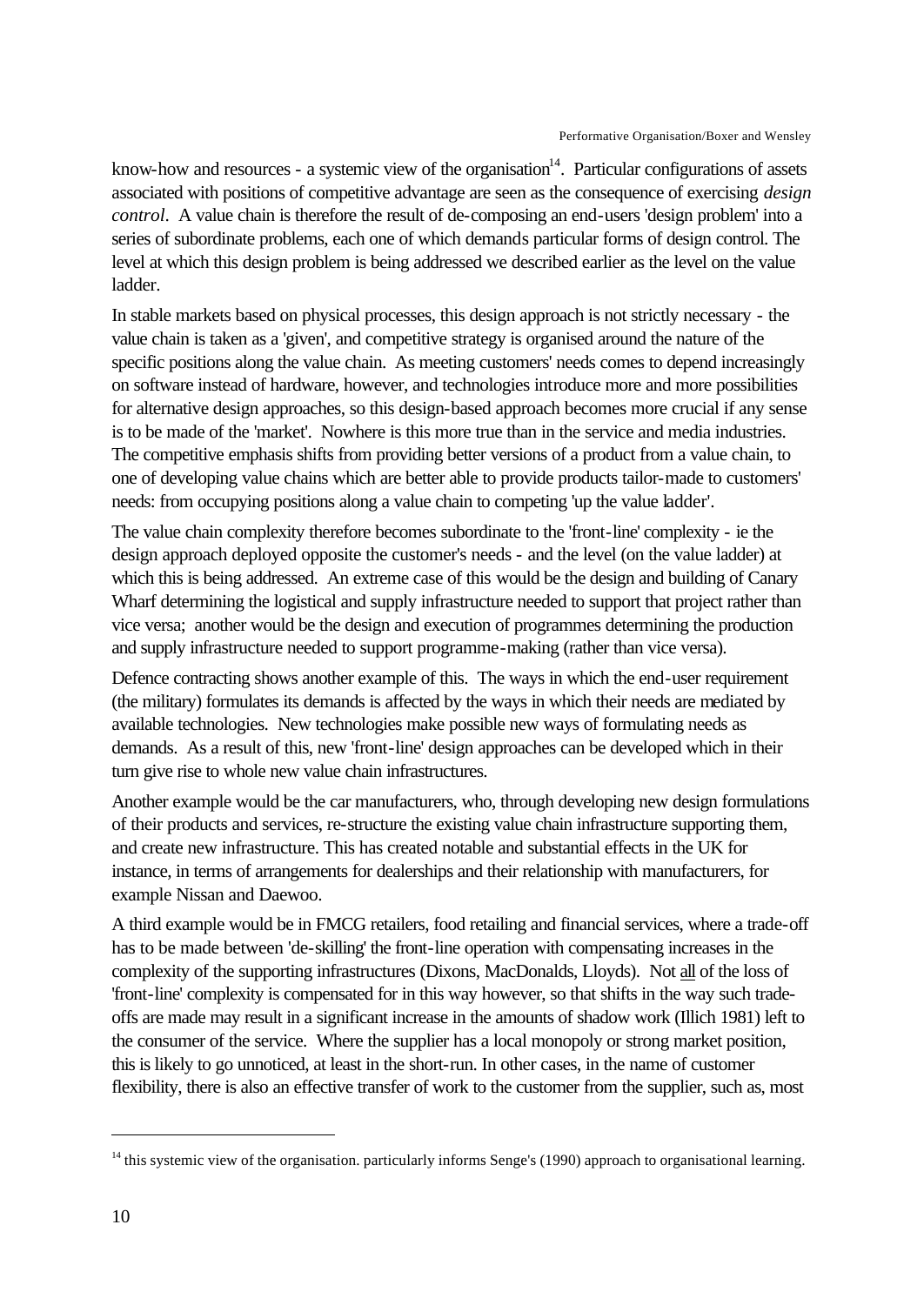know-how and resources - a systemic view of the organisation[14]. Particular configurations of assets associated with positions of competitive advantage are seen as the consequence of exercising *design control*. A value chain is therefore the result of de-composing an end-users 'design problem' into a series of subordinate problems, each one of which demands particular forms of design control. The level at which this design problem is being addressed we described earlier as the level on the value ladder.

In stable markets based on physical processes, this design approach is not strictly necessary - the value chain is taken as a 'given', and competitive strategy is organised around the nature of the specific positions along the value chain. As meeting customers' needs comes to depend increasingly on software instead of hardware, however, and technologies introduce more and more possibilities for alternative design approaches, so this design-based approach becomes more crucial if any sense is to be made of the 'market'. Nowhere is this more true than in the service and media industries. The competitive emphasis shifts from providing better versions of a product from a value chain, to one of developing value chains which are better able to provide products tailor-made to customers' needs: from occupying positions along a value chain to competing 'up the value ladder'.

The value chain complexity therefore becomes subordinate to the 'front-line' complexity - ie the design approach deployed opposite the customer's needs - and the level (on the value ladder) at which this is being addressed. An extreme case of this would be the design and building of Canary Wharf determining the logistical and supply infrastructure needed to support that project rather than vice versa; another would be the design and execution of programmes determining the production and supply infrastructure needed to support programme-making (rather than vice versa).

Defence contracting shows another example of this. The ways in which the end-user requirement (the military) formulates its demands is affected by the ways in which their needs are mediated by available technologies. New technologies make possible new ways of formulating needs as demands. As a result of this, new 'front-line' design approaches can be developed which in their turn give rise to whole new value chain infrastructures.

Another example would be the car manufacturers, who, through developing new design formulations of their products and services, re-structure the existing value chain infrastructure supporting them, and create new infrastructure. This has created notable and substantial effects in the UK for instance, in terms of arrangements for dealerships and their relationship with manufacturers, for example Nissan and Daewoo.

A third example would be in FMCG retailers, food retailing and financial services, where a trade-off has to be made between 'de-skilling' the front-line operation with compensating increases in the complexity of the supporting infrastructures (Dixons, MacDonalds, Lloyds). Not <u>all</u> of the loss of 'front-line' complexity is compensated for in this way however, so that shifts in the way such trade-offs are made may result in a significant increase in the amounts of shadow work (Illich 1981) left to the consumer of the service. Where the supplier has a local monopoly or strong market position, this is likely to go unnoticed, at least in the short-run. In other cases, in the name of customer flexibility, there is also an effective transfer of work to the customer from the supplier, such as, most

---

[14] this systemic view of the organisation. particularly informs Senge's (1990) approach to organisational learning.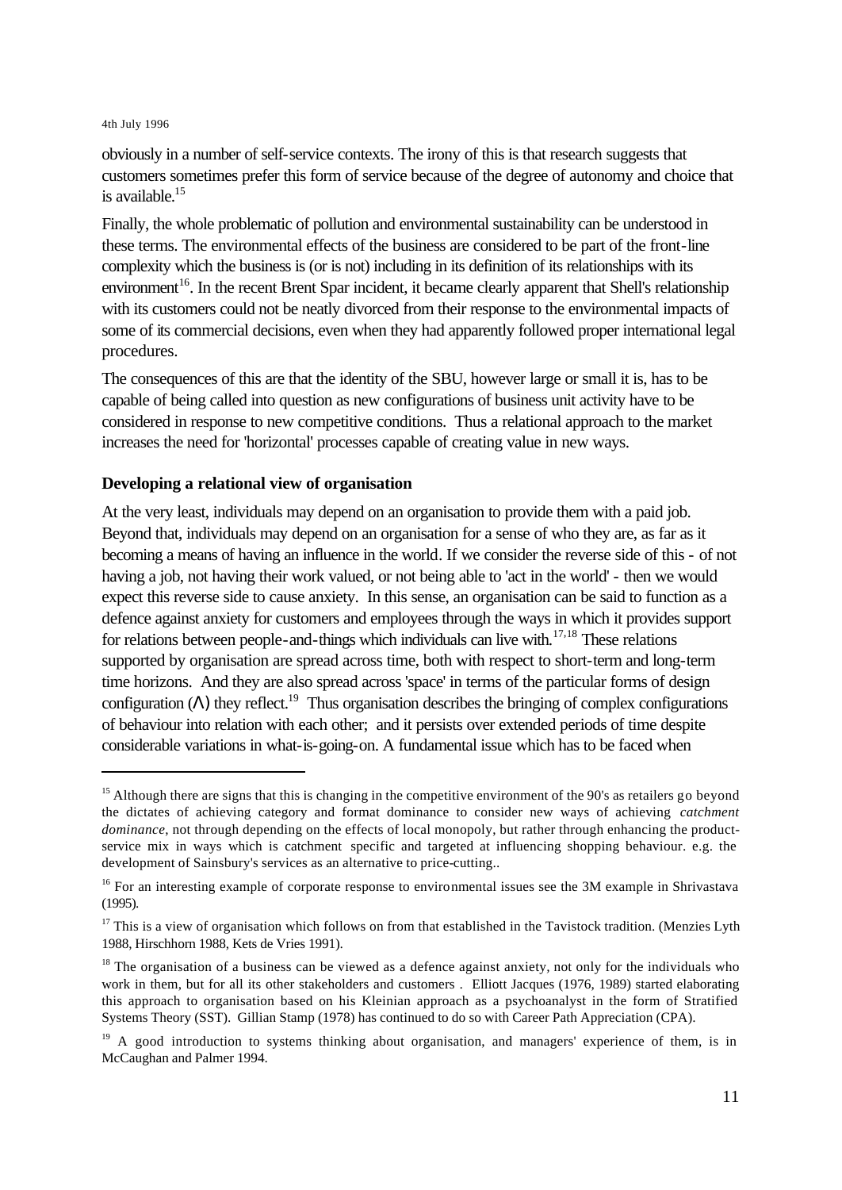obviously in a number of self-service contexts. The irony of this is that research suggests that customers sometimes prefer this form of service because of the degree of autonomy and choice that is available.[15]

Finally, the whole problematic of pollution and environmental sustainability can be understood in these terms. The environmental effects of the business are considered to be part of the front-line complexity which the business is (or is not) including in its definition of its relationships with its environment[16]. In the recent Brent Spar incident, it became clearly apparent that Shell's relationship with its customers could not be neatly divorced from their response to the environmental impacts of some of its commercial decisions, even when they had apparently followed proper international legal procedures.

The consequences of this are that the identity of the SBU, however large or small it is, has to be capable of being called into question as new configurations of business unit activity have to be considered in response to new competitive conditions. Thus a relational approach to the market increases the need for 'horizontal' processes capable of creating value in new ways.

**Developing a relational view of organisation**

At the very least, individuals may depend on an organisation to provide them with a paid job. Beyond that, individuals may depend on an organisation for a sense of who they are, as far as it becoming a means of having an influence in the world. If we consider the reverse side of this - of not having a job, not having their work valued, or not being able to 'act in the world' - then we would expect this reverse side to cause anxiety. In this sense, an organisation can be said to function as a defence against anxiety for customers and employees through the ways in which it provides support for relations between people-and-things which individuals can live with.[17,18] These relations supported by organisation are spread across time, both with respect to short-term and long-term time horizons. And they are also spread across 'space' in terms of the particular forms of design configuration ($\Lambda$) they reflect.[19] Thus organisation describes the bringing of complex configurations of behaviour into relation with each other; and it persists over extended periods of time despite considerable variations in what-is-going-on. A fundamental issue which has to be faced when

---

[15] Although there are signs that this is changing in the competitive environment of the 90's as retailers go beyond the dictates of achieving category and format dominance to consider new ways of achieving *catchment dominance*, not through depending on the effects of local monopoly, but rather through enhancing the product-service mix in ways which is catchment specific and targeted at influencing shopping behaviour. e.g. the development of Sainsbury's services as an alternative to price-cutting..

[16] For an interesting example of corporate response to environmental issues see the 3M example in Shrivastava (1995).

[17] This is a view of organisation which follows on from that established in the Tavistock tradition. (Menzies Lyth 1988, Hirschhorn 1988, Kets de Vries 1991).

[18] The organisation of a business can be viewed as a defence against anxiety, not only for the individuals who work in them, but for all its other stakeholders and customers . Elliott Jacques (1976, 1989) started elaborating this approach to organisation based on his Kleinian approach as a psychoanalyst in the form of Stratified Systems Theory (SST). Gillian Stamp (1978) has continued to do so with Career Path Appreciation (CPA).

[19] A good introduction to systems thinking about organisation, and managers' experience of them, is in McCaughan and Palmer 1994.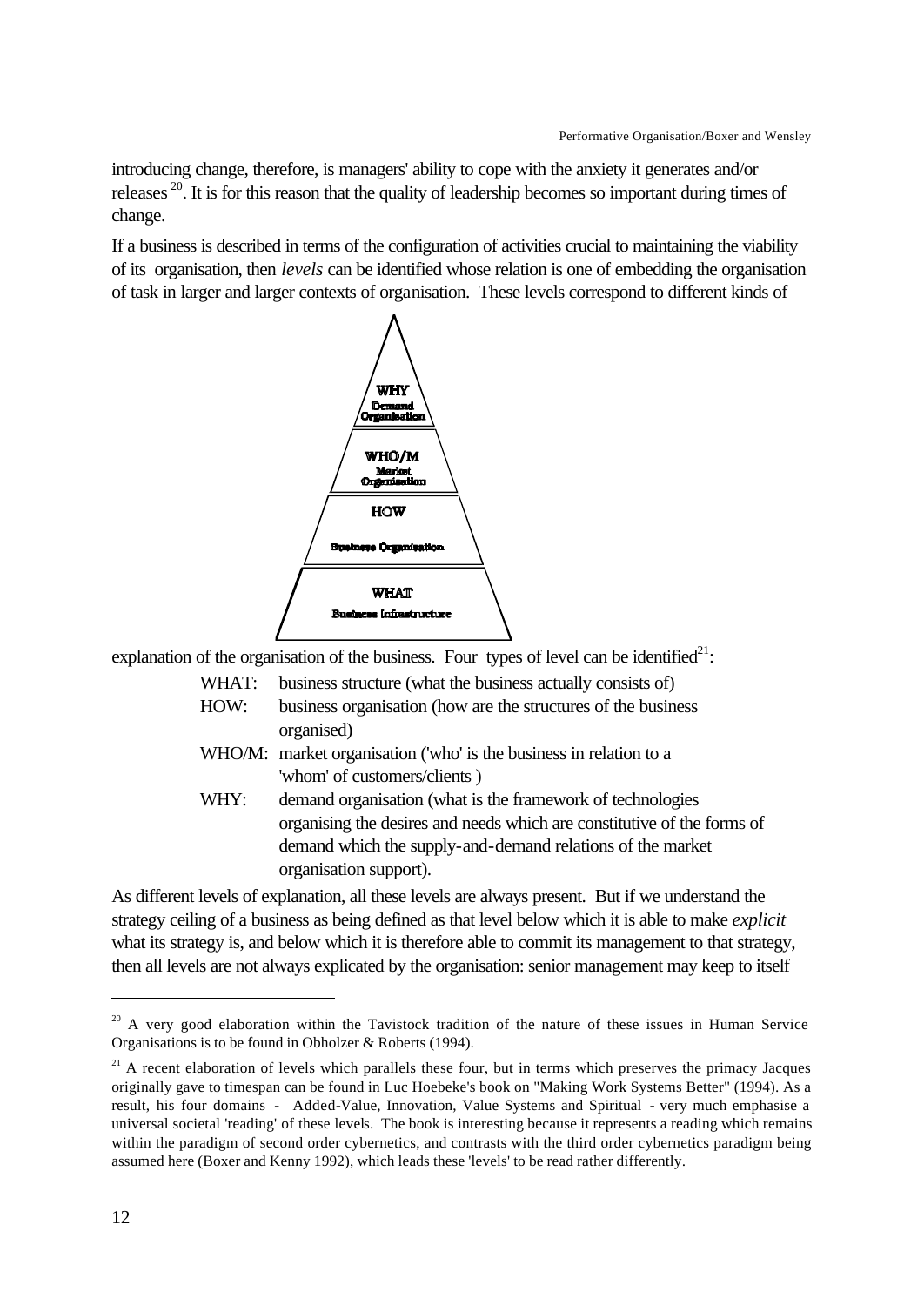introducing change, therefore, is managers' ability to cope with the anxiety it generates and/or releases [20]. It is for this reason that the quality of leadership becomes so important during times of change.

If a business is described in terms of the configuration of activities crucial to maintaining the viability of its organisation, then *levels* can be identified whose relation is one of embedding the organisation of task in larger and larger contexts of organisation. These levels correspond to different kinds of

WHY
Demand Organisation

WHO/M
Market Organisation

HOW
Business Organisation

WHAT
Business Infrastructure

explanation of the organisation of the business. Four types of level can be identified[21]:

- WHAT: business structure (what the business actually consists of)
- HOW: business organisation (how are the structures of the business organised)
- WHO/M: market organisation ('who' is the business in relation to a 'whom' of customers/clients )
- WHY: demand organisation (what is the framework of technologies organising the desires and needs which are constitutive of the forms of demand which the supply-and-demand relations of the market organisation support).

As different levels of explanation, all these levels are always present. But if we understand the strategy ceiling of a business as being defined as that level below which it is able to make *explicit* what its strategy is, and below which it is therefore able to commit its management to that strategy, then all levels are not always explicated by the organisation: senior management may keep to itself

---

[20] A very good elaboration within the Tavistock tradition of the nature of these issues in Human Service Organisations is to be found in Obholzer & Roberts (1994).

[21] A recent elaboration of levels which parallels these four, but in terms which preserves the primacy Jacques originally gave to timespan can be found in Luc Hoebeke's book on "Making Work Systems Better" (1994). As a result, his four domains - Added-Value, Innovation, Value Systems and Spiritual - very much emphasise a universal societal 'reading' of these levels. The book is interesting because it represents a reading which remains within the paradigm of second order cybernetics, and contrasts with the third order cybernetics paradigm being assumed here (Boxer and Kenny 1992), which leads these 'levels' to be read rather differently.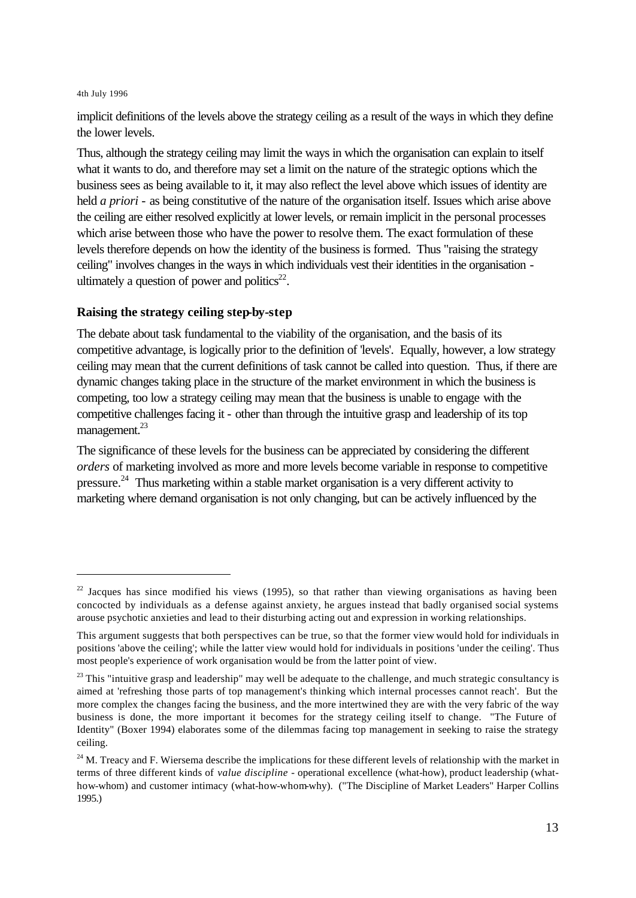implicit definitions of the levels above the strategy ceiling as a result of the ways in which they define the lower levels.

Thus, although the strategy ceiling may limit the ways in which the organisation can explain to itself what it wants to do, and therefore may set a limit on the nature of the strategic options which the business sees as being available to it, it may also reflect the level above which issues of identity are held *a priori* - as being constitutive of the nature of the organisation itself. Issues which arise above the ceiling are either resolved explicitly at lower levels, or remain implicit in the personal processes which arise between those who have the power to resolve them. The exact formulation of these levels therefore depends on how the identity of the business is formed. Thus "raising the strategy ceiling" involves changes in the ways in which individuals vest their identities in the organisation - ultimately a question of power and politics[22].

### Raising the strategy ceiling step-by-step

The debate about task fundamental to the viability of the organisation, and the basis of its competitive advantage, is logically prior to the definition of 'levels'. Equally, however, a low strategy ceiling may mean that the current definitions of task cannot be called into question. Thus, if there are dynamic changes taking place in the structure of the market environment in which the business is competing, too low a strategy ceiling may mean that the business is unable to engage with the competitive challenges facing it - other than through the intuitive grasp and leadership of its top management.[23]

The significance of these levels for the business can be appreciated by considering the different *orders* of marketing involved as more and more levels become variable in response to competitive pressure.[24] Thus marketing within a stable market organisation is a very different activity to marketing where demand organisation is not only changing, but can be actively influenced by the

---

[22] Jacques has since modified his views (1995), so that rather than viewing organisations as having been concocted by individuals as a defense against anxiety, he argues instead that badly organised social systems arouse psychotic anxieties and lead to their disturbing acting out and expression in working relationships.

This argument suggests that both perspectives can be true, so that the former view would hold for individuals in positions 'above the ceiling'; while the latter view would hold for individuals in positions 'under the ceiling'. Thus most people's experience of work organisation would be from the latter point of view.

[23] This "intuitive grasp and leadership" may well be adequate to the challenge, and much strategic consultancy is aimed at 'refreshing those parts of top management's thinking which internal processes cannot reach'. But the more complex the changes facing the business, and the more intertwined they are with the very fabric of the way business is done, the more important it becomes for the strategy ceiling itself to change. "The Future of Identity" (Boxer 1994) elaborates some of the dilemmas facing top management in seeking to raise the strategy ceiling.

[24] M. Treacy and F. Wiersema describe the implications for these different levels of relationship with the market in terms of three different kinds of *value discipline* - operational excellence (what-how), product leadership (what-how-whom) and customer intimacy (what-how-whom-why). ("The Discipline of Market Leaders" Harper Collins 1995.)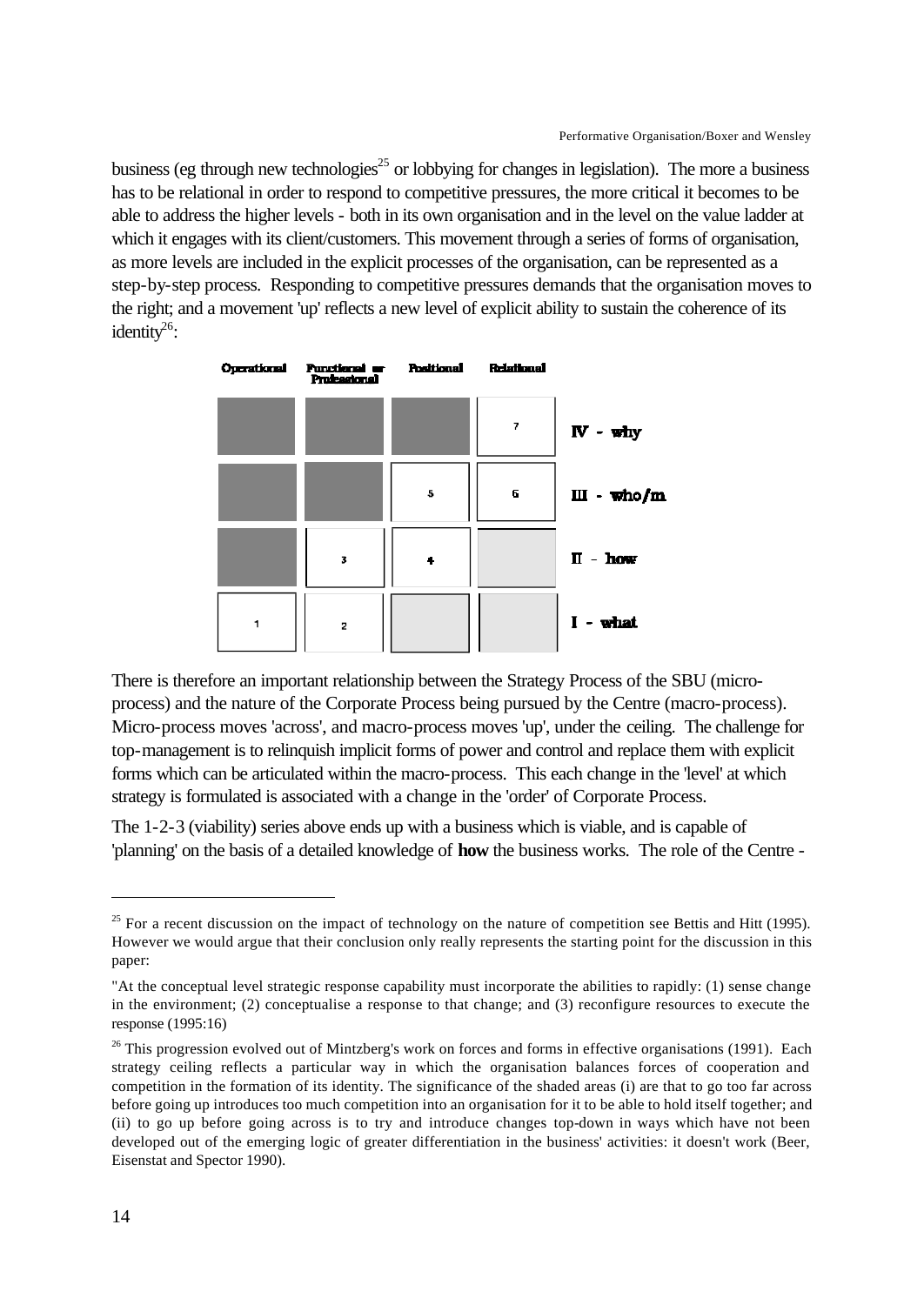business (eg through new technologies[25] or lobbying for changes in legislation). The more a business has to be relational in order to respond to competitive pressures, the more critical it becomes to be able to address the higher levels - both in its own organisation and in the level on the value ladder at which it engages with its client/customers. This movement through a series of forms of organisation, as more levels are included in the explicit processes of the organisation, can be represented as a step-by-step process. Responding to competitive pressures demands that the organisation moves to the right; and a movement 'up' reflects a new level of explicit ability to sustain the coherence of its identity[26]:

| Operational | Functional or Professional | Positional | Relational | |
|---|---|---|---|---|
| | | | 7 | IV - why |
| | | 5 | 6 | III - who/m |
| | 3 | 4 | | II - how |
| 1 | 2 | | | I - what |

There is therefore an important relationship between the Strategy Process of the SBU (micro-process) and the nature of the Corporate Process being pursued by the Centre (macro-process). Micro-process moves 'across', and macro-process moves 'up', under the ceiling. The challenge for top-management is to relinquish implicit forms of power and control and replace them with explicit forms which can be articulated within the macro-process. This each change in the 'level' at which strategy is formulated is associated with a change in the 'order' of Corporate Process.

The 1-2-3 (viability) series above ends up with a business which is viable, and is capable of 'planning' on the basis of a detailed knowledge of **how** the business works. The role of the Centre -

---

[25] For a recent discussion on the impact of technology on the nature of competition see Bettis and Hitt (1995). However we would argue that their conclusion only really represents the starting point for the discussion in this paper:

"At the conceptual level strategic response capability must incorporate the abilities to rapidly: (1) sense change in the environment; (2) conceptualise a response to that change; and (3) reconfigure resources to execute the response (1995:16)

[26] This progression evolved out of Mintzberg's work on forces and forms in effective organisations (1991). Each strategy ceiling reflects a particular way in which the organisation balances forces of cooperation and competition in the formation of its identity. The significance of the shaded areas (i) are that to go too far across before going up introduces too much competition into an organisation for it to be able to hold itself together; and (ii) to go up before going across is to try and introduce changes top-down in ways which have not been developed out of the emerging logic of greater differentiation in the business' activities: it doesn't work (Beer, Eisenstat and Spector 1990).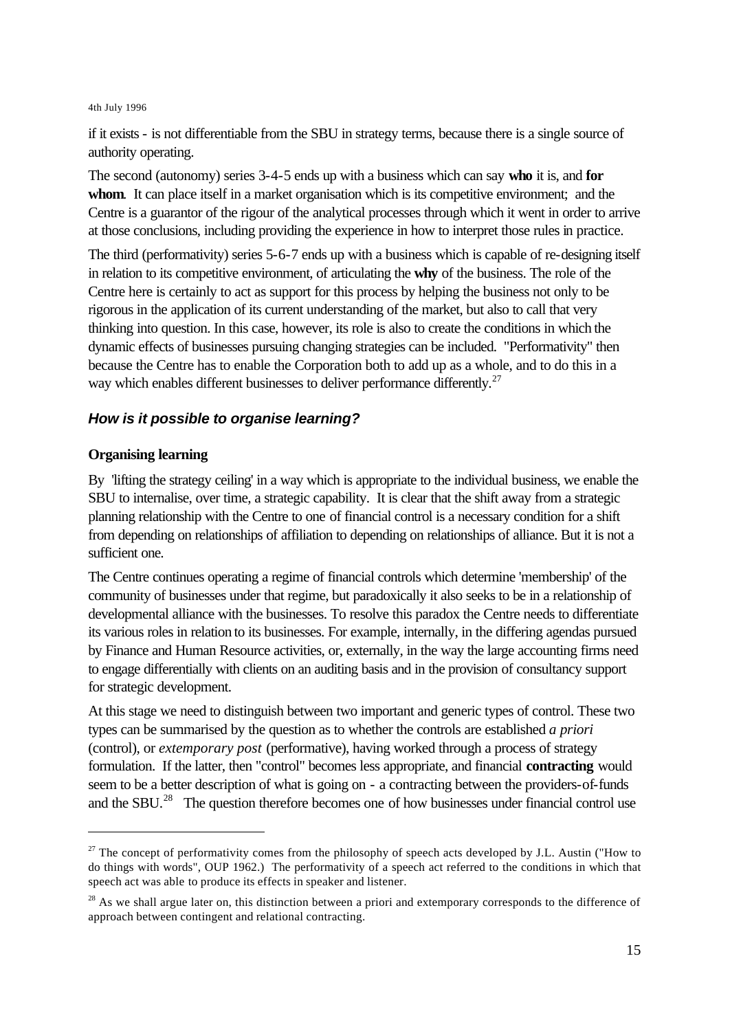if it exists - is not differentiable from the SBU in strategy terms, because there is a single source of authority operating.

The second (autonomy) series 3-4-5 ends up with a business which can say **who** it is, and **for whom**. It can place itself in a market organisation which is its competitive environment; and the Centre is a guarantor of the rigour of the analytical processes through which it went in order to arrive at those conclusions, including providing the experience in how to interpret those rules in practice.

The third (performativity) series 5-6-7 ends up with a business which is capable of re-designing itself in relation to its competitive environment, of articulating the **why** of the business. The role of the Centre here is certainly to act as support for this process by helping the business not only to be rigorous in the application of its current understanding of the market, but also to call that very thinking into question. In this case, however, its role is also to create the conditions in which the dynamic effects of businesses pursuing changing strategies can be included. "Performativity" then because the Centre has to enable the Corporation both to add up as a whole, and to do this in a way which enables different businesses to deliver performance differently.[27]

### *How is it possible to organise learning?*

#### Organising learning

By 'lifting the strategy ceiling' in a way which is appropriate to the individual business, we enable the SBU to internalise, over time, a strategic capability. It is clear that the shift away from a strategic planning relationship with the Centre to one of financial control is a necessary condition for a shift from depending on relationships of affiliation to depending on relationships of alliance. But it is not a sufficient one.

The Centre continues operating a regime of financial controls which determine 'membership' of the community of businesses under that regime, but paradoxically it also seeks to be in a relationship of developmental alliance with the businesses. To resolve this paradox the Centre needs to differentiate its various roles in relation to its businesses. For example, internally, in the differing agendas pursued by Finance and Human Resource activities, or, externally, in the way the large accounting firms need to engage differentially with clients on an auditing basis and in the provision of consultancy support for strategic development.

At this stage we need to distinguish between two important and generic types of control. These two types can be summarised by the question as to whether the controls are established *a priori* (control), or *extemporary post* (performative), having worked through a process of strategy formulation. If the latter, then "control" becomes less appropriate, and financial **contracting** would seem to be a better description of what is going on - a contracting between the providers-of-funds and the SBU.[28] The question therefore becomes one of how businesses under financial control use

---

[27] The concept of performativity comes from the philosophy of speech acts developed by J.L. Austin ("How to do things with words", OUP 1962.) The performativity of a speech act referred to the conditions in which that speech act was able to produce its effects in speaker and listener.

[28] As we shall argue later on, this distinction between a priori and extemporary corresponds to the difference of approach between contingent and relational contracting.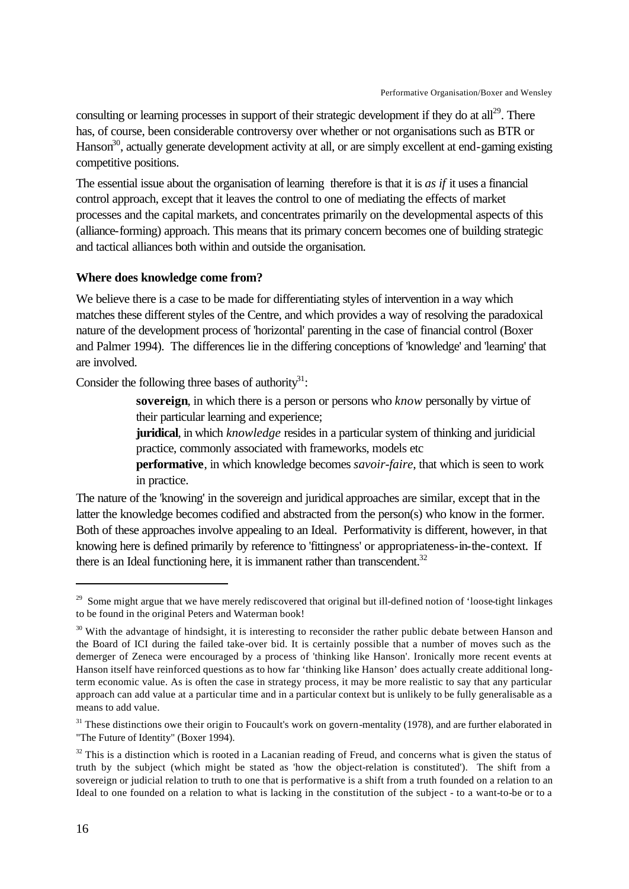consulting or learning processes in support of their strategic development if they do at all[29]. There has, of course, been considerable controversy over whether or not organisations such as BTR or Hanson[30], actually generate development activity at all, or are simply excellent at end-gaming existing competitive positions.

The essential issue about the organisation of learning therefore is that it is *as if* it uses a financial control approach, except that it leaves the control to one of mediating the effects of market processes and the capital markets, and concentrates primarily on the developmental aspects of this (alliance-forming) approach. This means that its primary concern becomes one of building strategic and tactical alliances both within and outside the organisation.

**Where does knowledge come from?**

We believe there is a case to be made for differentiating styles of intervention in a way which matches these different styles of the Centre, and which provides a way of resolving the paradoxical nature of the development process of 'horizontal' parenting in the case of financial control (Boxer and Palmer 1994). The differences lie in the differing conceptions of 'knowledge' and 'learning' that are involved.

Consider the following three bases of authority[31]:

> **sovereign**, in which there is a person or persons who *know* personally by virtue of their particular learning and experience;
> **juridical**, in which *knowledge* resides in a particular system of thinking and juridicial practice, commonly associated with frameworks, models etc
> **performative**, in which knowledge becomes *savoir-faire*, that which is seen to work in practice.

The nature of the 'knowing' in the sovereign and juridical approaches are similar, except that in the latter the knowledge becomes codified and abstracted from the person(s) who know in the former. Both of these approaches involve appealing to an Ideal. Performativity is different, however, in that knowing here is defined primarily by reference to 'fittingness' or appropriateness-in-the-context. If there is an Ideal functioning here, it is immanent rather than transcendent.[32]

---

[29] Some might argue that we have merely rediscovered that original but ill-defined notion of 'loose-tight linkages to be found in the original Peters and Waterman book!

[30] With the advantage of hindsight, it is interesting to reconsider the rather public debate between Hanson and the Board of ICI during the failed take-over bid. It is certainly possible that a number of moves such as the demerger of Zeneca were encouraged by a process of 'thinking like Hanson'. Ironically more recent events at Hanson itself have reinforced questions as to how far 'thinking like Hanson' does actually create additional long-term economic value. As is often the case in strategy process, it may be more realistic to say that any particular approach can add value at a particular time and in a particular context but is unlikely to be fully generalisable as a means to add value.

[31] These distinctions owe their origin to Foucault's work on govern-mentality (1978), and are further elaborated in "The Future of Identity" (Boxer 1994).

[32] This is a distinction which is rooted in a Lacanian reading of Freud, and concerns what is given the status of truth by the subject (which might be stated as 'how the object-relation is constituted'). The shift from a sovereign or judicial relation to truth to one that is performative is a shift from a truth founded on a relation to an Ideal to one founded on a relation to what is lacking in the constitution of the subject - to a want-to-be or to a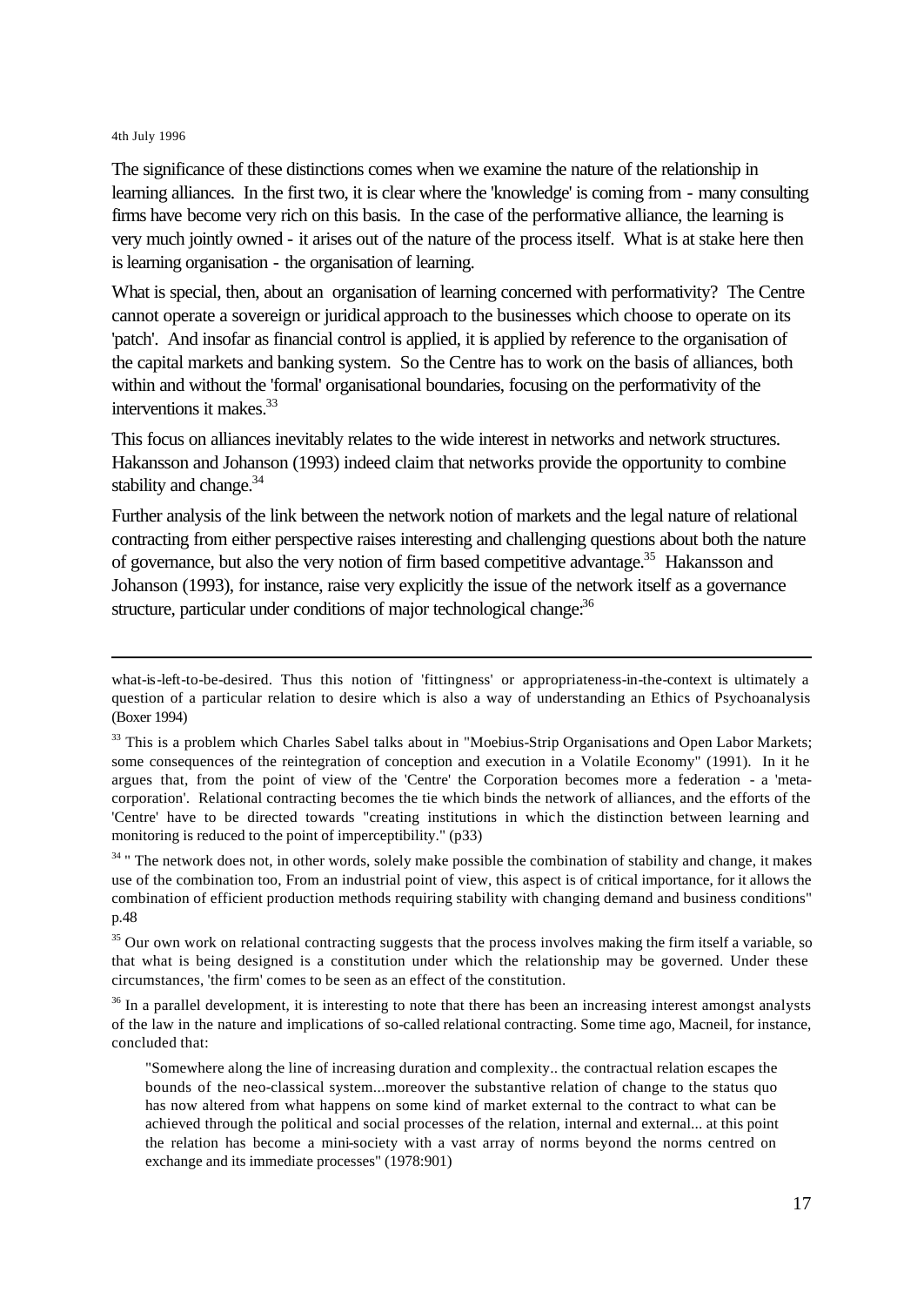The significance of these distinctions comes when we examine the nature of the relationship in learning alliances. In the first two, it is clear where the 'knowledge' is coming from - many consulting firms have become very rich on this basis. In the case of the performative alliance, the learning is very much jointly owned - it arises out of the nature of the process itself. What is at stake here then is learning organisation - the organisation of learning.

What is special, then, about an organisation of learning concerned with performativity? The Centre cannot operate a sovereign or juridical approach to the businesses which choose to operate on its 'patch'. And insofar as financial control is applied, it is applied by reference to the organisation of the capital markets and banking system. So the Centre has to work on the basis of alliances, both within and without the 'formal' organisational boundaries, focusing on the performativity of the interventions it makes.[33]

This focus on alliances inevitably relates to the wide interest in networks and network structures. Hakansson and Johanson (1993) indeed claim that networks provide the opportunity to combine stability and change.[34]

Further analysis of the link between the network notion of markets and the legal nature of relational contracting from either perspective raises interesting and challenging questions about both the nature of governance, but also the very notion of firm based competitive advantage.[35] Hakansson and Johanson (1993), for instance, raise very explicitly the issue of the network itself as a governance structure, particular under conditions of major technological change:[36]

---

what-is-left-to-be-desired. Thus this notion of 'fittingness' or appropriateness-in-the-context is ultimately a question of a particular relation to desire which is also a way of understanding an Ethics of Psychoanalysis (Boxer 1994)

[33] This is a problem which Charles Sabel talks about in "Moebius-Strip Organisations and Open Labor Markets; some consequences of the reintegration of conception and execution in a Volatile Economy" (1991). In it he argues that, from the point of view of the 'Centre' the Corporation becomes more a federation - a 'meta-corporation'. Relational contracting becomes the tie which binds the network of alliances, and the efforts of the 'Centre' have to be directed towards "creating institutions in which the distinction between learning and monitoring is reduced to the point of imperceptibility." (p33)

[34] " The network does not, in other words, solely make possible the combination of stability and change, it makes use of the combination too, From an industrial point of view, this aspect is of critical importance, for it allows the combination of efficient production methods requiring stability with changing demand and business conditions" p.48

[35] Our own work on relational contracting suggests that the process involves making the firm itself a variable, so that what is being designed is a constitution under which the relationship may be governed. Under these circumstances, 'the firm' comes to be seen as an effect of the constitution.

[36] In a parallel development, it is interesting to note that there has been an increasing interest amongst analysts of the law in the nature and implications of so-called relational contracting. Some time ago, Macneil, for instance, concluded that:

> "Somewhere along the line of increasing duration and complexity.. the contractual relation escapes the bounds of the neo-classical system...moreover the substantive relation of change to the status quo has now altered from what happens on some kind of market external to the contract to what can be achieved through the political and social processes of the relation, internal and external... at this point the relation has become a mini-society with a vast array of norms beyond the norms centred on exchange and its immediate processes" (1978:901)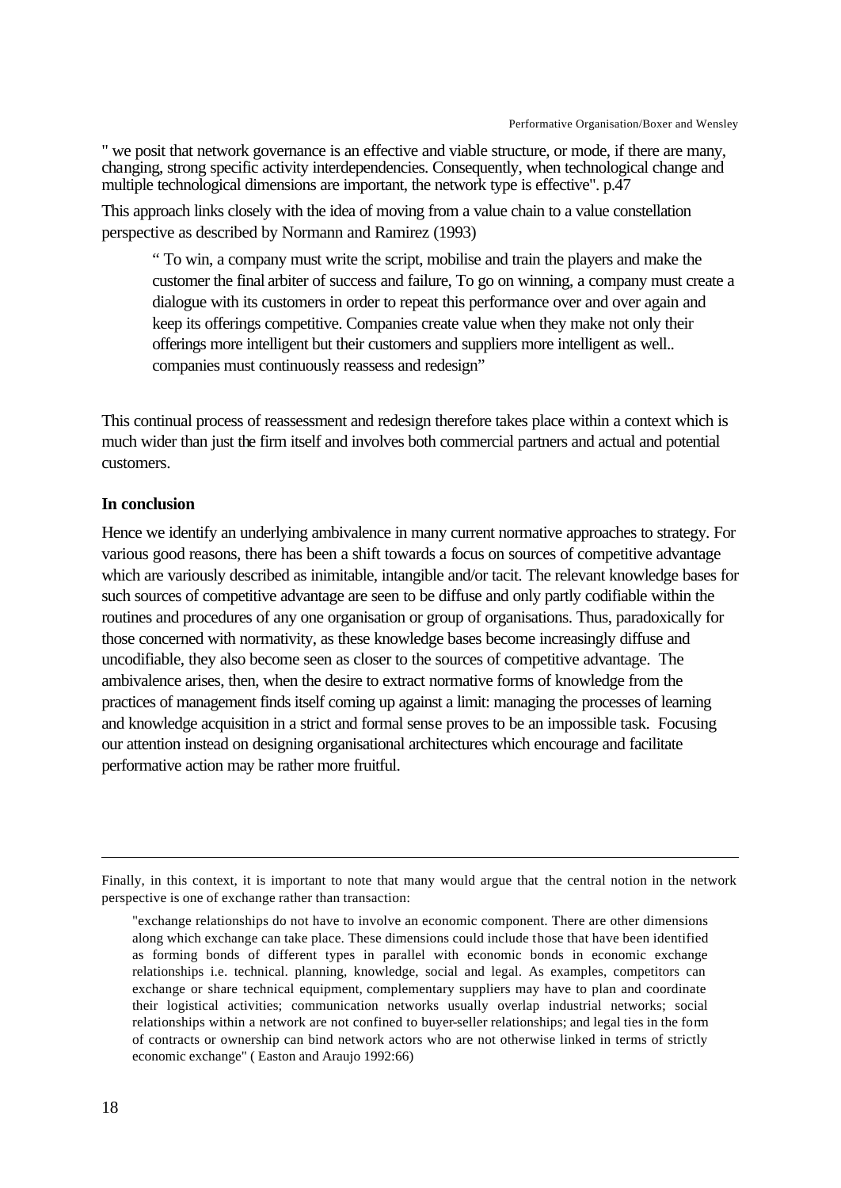" we posit that network governance is an effective and viable structure, or mode, if there are many, changing, strong specific activity interdependencies. Consequently, when technological change and multiple technological dimensions are important, the network type is effective". p.47

This approach links closely with the idea of moving from a value chain to a value constellation perspective as described by Normann and Ramirez (1993)

> " To win, a company must write the script, mobilise and train the players and make the customer the final arbiter of success and failure, To go on winning, a company must create a dialogue with its customers in order to repeat this performance over and over again and keep its offerings competitive. Companies create value when they make not only their offerings more intelligent but their customers and suppliers more intelligent as well.. companies must continuously reassess and redesign"

This continual process of reassessment and redesign therefore takes place within a context which is much wider than just the firm itself and involves both commercial partners and actual and potential customers.

**In conclusion**

Hence we identify an underlying ambivalence in many current normative approaches to strategy. For various good reasons, there has been a shift towards a focus on sources of competitive advantage which are variously described as inimitable, intangible and/or tacit. The relevant knowledge bases for such sources of competitive advantage are seen to be diffuse and only partly codifiable within the routines and procedures of any one organisation or group of organisations. Thus, paradoxically for those concerned with normativity, as these knowledge bases become increasingly diffuse and uncodifiable, they also become seen as closer to the sources of competitive advantage. The ambivalence arises, then, when the desire to extract normative forms of knowledge from the practices of management finds itself coming up against a limit: managing the processes of learning and knowledge acquisition in a strict and formal sense proves to be an impossible task. Focusing our attention instead on designing organisational architectures which encourage and facilitate performative action may be rather more fruitful.

---

Finally, in this context, it is important to note that many would argue that the central notion in the network perspective is one of exchange rather than transaction:

> "exchange relationships do not have to involve an economic component. There are other dimensions along which exchange can take place. These dimensions could include those that have been identified as forming bonds of different types in parallel with economic bonds in economic exchange relationships i.e. technical. planning, knowledge, social and legal. As examples, competitors can exchange or share technical equipment, complementary suppliers may have to plan and coordinate their logistical activities; communication networks usually overlap industrial networks; social relationships within a network are not confined to buyer-seller relationships; and legal ties in the form of contracts or ownership can bind network actors who are not otherwise linked in terms of strictly economic exchange" ( Easton and Araujo 1992:66)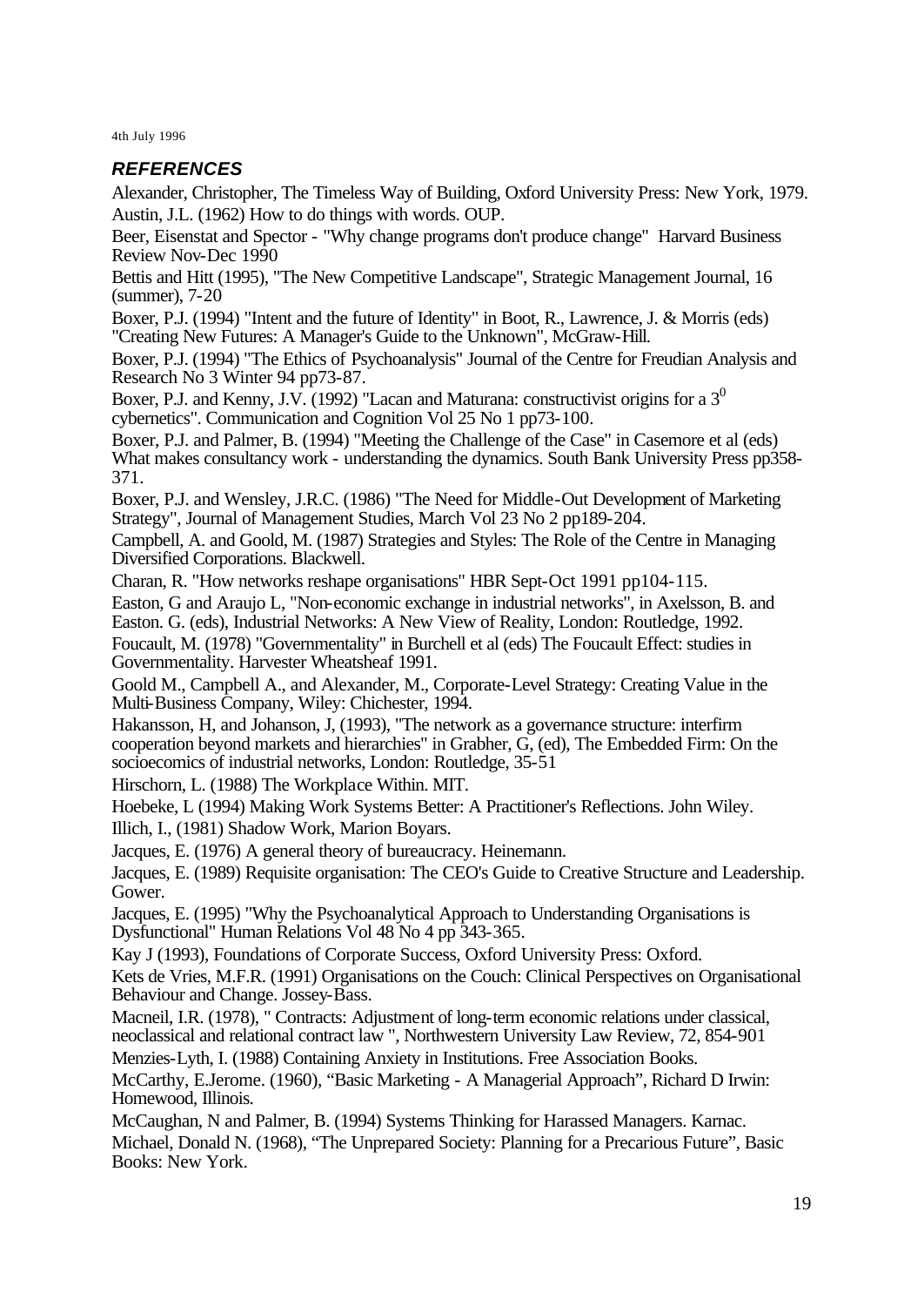4th July 1996

## *REFERENCES*

Alexander, Christopher, The Timeless Way of Building, Oxford University Press: New York, 1979.

Austin, J.L. (1962) How to do things with words. OUP.

Beer, Eisenstat and Spector - "Why change programs don't produce change" Harvard Business Review Nov-Dec 1990

Bettis and Hitt (1995), "The New Competitive Landscape", Strategic Management Journal, 16 (summer), 7-20

Boxer, P.J. (1994) "Intent and the future of Identity" in Boot, R., Lawrence, J. & Morris (eds) "Creating New Futures: A Manager's Guide to the Unknown", McGraw-Hill.

Boxer, P.J. (1994) "The Ethics of Psychoanalysis" Journal of the Centre for Freudian Analysis and Research No 3 Winter 94 pp73-87.

Boxer, P.J. and Kenny, J.V. (1992) "Lacan and Maturana: constructivist origins for a $3^0$ cybernetics". Communication and Cognition Vol 25 No 1 pp73-100.

Boxer, P.J. and Palmer, B. (1994) "Meeting the Challenge of the Case" in Casemore et al (eds) What makes consultancy work - understanding the dynamics. South Bank University Press pp358-371.

Boxer, P.J. and Wensley, J.R.C. (1986) "The Need for Middle-Out Development of Marketing Strategy", Journal of Management Studies, March Vol 23 No 2 pp189-204.

Campbell, A. and Goold, M. (1987) Strategies and Styles: The Role of the Centre in Managing Diversified Corporations. Blackwell.

Charan, R. "How networks reshape organisations" HBR Sept-Oct 1991 pp104-115.

Easton, G and Araujo L, "Non-economic exchange in industrial networks", in Axelsson, B. and Easton. G. (eds), Industrial Networks: A New View of Reality, London: Routledge, 1992.

Foucault, M. (1978) "Governmentality" in Burchell et al (eds) The Foucault Effect: studies in Governmentality. Harvester Wheatsheaf 1991.

Goold M., Campbell A., and Alexander, M., Corporate-Level Strategy: Creating Value in the Multi-Business Company, Wiley: Chichester, 1994.

Hakansson, H, and Johanson, J, (1993), "The network as a governance structure: interfirm cooperation beyond markets and hierarchies" in Grabher, G, (ed), The Embedded Firm: On the socioecomics of industrial networks, London: Routledge, 35-51

Hirschorn, L. (1988) The Workplace Within. MIT.

Hoebeke, L (1994) Making Work Systems Better: A Practitioner's Reflections. John Wiley.

Illich, I., (1981) Shadow Work, Marion Boyars.

Jacques, E. (1976) A general theory of bureaucracy. Heinemann.

Jacques, E. (1989) Requisite organisation: The CEO's Guide to Creative Structure and Leadership. Gower.

Jacques, E. (1995) "Why the Psychoanalytical Approach to Understanding Organisations is Dysfunctional" Human Relations Vol 48 No 4 pp 343-365.

Kay J (1993), Foundations of Corporate Success, Oxford University Press: Oxford.

Kets de Vries, M.F.R. (1991) Organisations on the Couch: Clinical Perspectives on Organisational Behaviour and Change. Jossey-Bass.

Macneil, I.R. (1978), " Contracts: Adjustment of long-term economic relations under classical, neoclassical and relational contract law ", Northwestern University Law Review, 72, 854-901

Menzies-Lyth, I. (1988) Containing Anxiety in Institutions. Free Association Books.

McCarthy, E.Jerome. (1960), "Basic Marketing - A Managerial Approach", Richard D Irwin: Homewood, Illinois.

McCaughan, N and Palmer, B. (1994) Systems Thinking for Harassed Managers. Karnac.

Michael, Donald N. (1968), "The Unprepared Society: Planning for a Precarious Future", Basic Books: New York.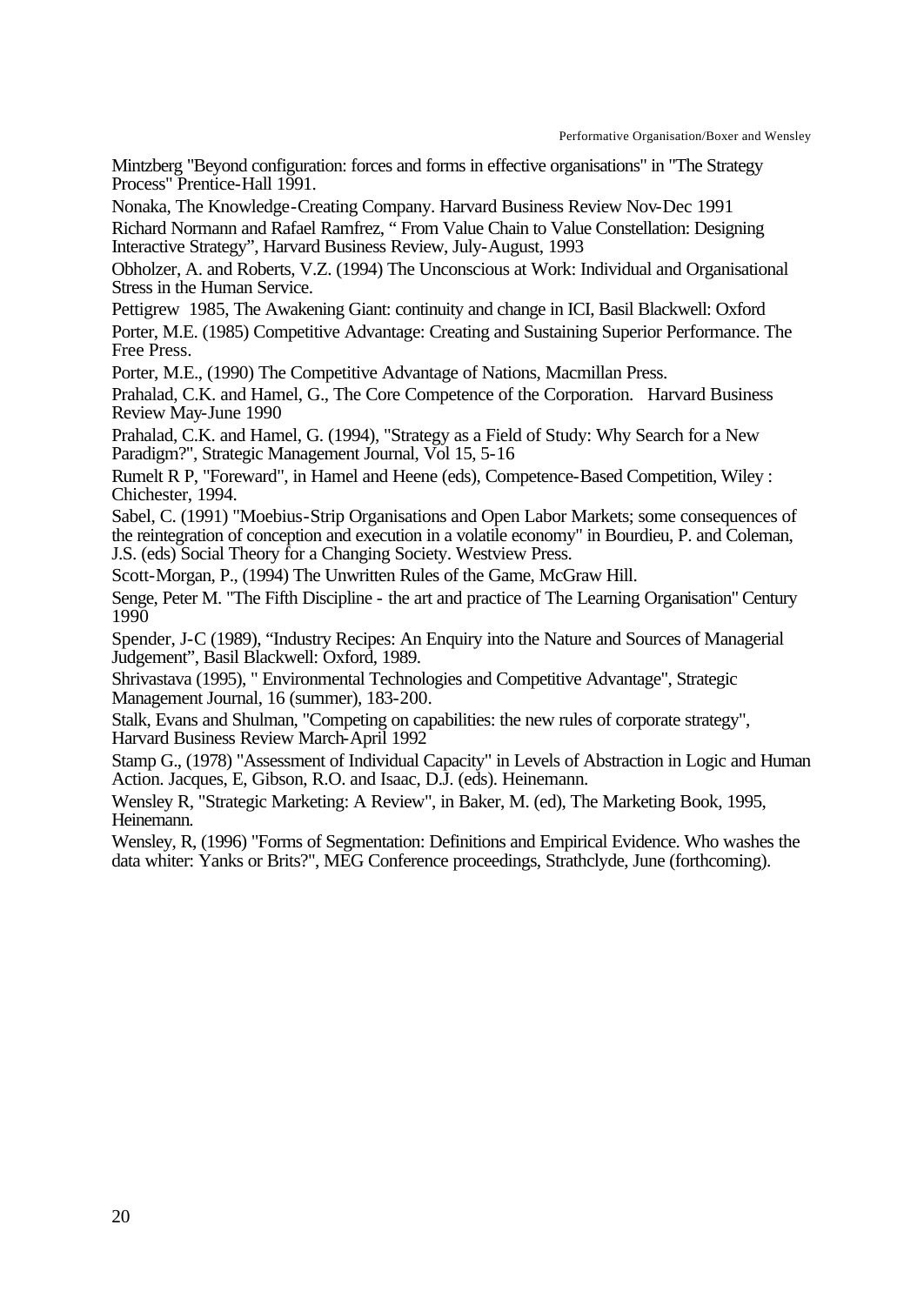Mintzberg "Beyond configuration: forces and forms in effective organisations" in "The Strategy Process" Prentice-Hall 1991.

Nonaka, The Knowledge-Creating Company. Harvard Business Review Nov-Dec 1991

Richard Normann and Rafael Ramfrez, " From Value Chain to Value Constellation: Designing Interactive Strategy", Harvard Business Review, July-August, 1993

Obholzer, A. and Roberts, V.Z. (1994) The Unconscious at Work: Individual and Organisational Stress in the Human Service.

Pettigrew 1985, The Awakening Giant: continuity and change in ICI, Basil Blackwell: Oxford

Porter, M.E. (1985) Competitive Advantage: Creating and Sustaining Superior Performance. The Free Press.

Porter, M.E., (1990) The Competitive Advantage of Nations, Macmillan Press.

Prahalad, C.K. and Hamel, G., The Core Competence of the Corporation. Harvard Business Review May-June 1990

Prahalad, C.K. and Hamel, G. (1994), "Strategy as a Field of Study: Why Search for a New Paradigm?", Strategic Management Journal, Vol 15, 5-16

Rumelt R P, "Foreward", in Hamel and Heene (eds), Competence-Based Competition, Wiley : Chichester, 1994.

Sabel, C. (1991) "Moebius-Strip Organisations and Open Labor Markets; some consequences of the reintegration of conception and execution in a volatile economy" in Bourdieu, P. and Coleman, J.S. (eds) Social Theory for a Changing Society. Westview Press.

Scott-Morgan, P., (1994) The Unwritten Rules of the Game, McGraw Hill.

Senge, Peter M. "The Fifth Discipline - the art and practice of The Learning Organisation" Century 1990

Spender, J-C (1989), "Industry Recipes: An Enquiry into the Nature and Sources of Managerial Judgement", Basil Blackwell: Oxford, 1989.

Shrivastava (1995), " Environmental Technologies and Competitive Advantage", Strategic Management Journal, 16 (summer), 183-200.

Stalk, Evans and Shulman, "Competing on capabilities: the new rules of corporate strategy", Harvard Business Review March-April 1992

Stamp G., (1978) "Assessment of Individual Capacity" in Levels of Abstraction in Logic and Human Action. Jacques, E, Gibson, R.O. and Isaac, D.J. (eds). Heinemann.

Wensley R, "Strategic Marketing: A Review", in Baker, M. (ed), The Marketing Book, 1995, Heinemann.

Wensley, R, (1996) "Forms of Segmentation: Definitions and Empirical Evidence. Who washes the data whiter: Yanks or Brits?", MEG Conference proceedings, Strathclyde, June (forthcoming).